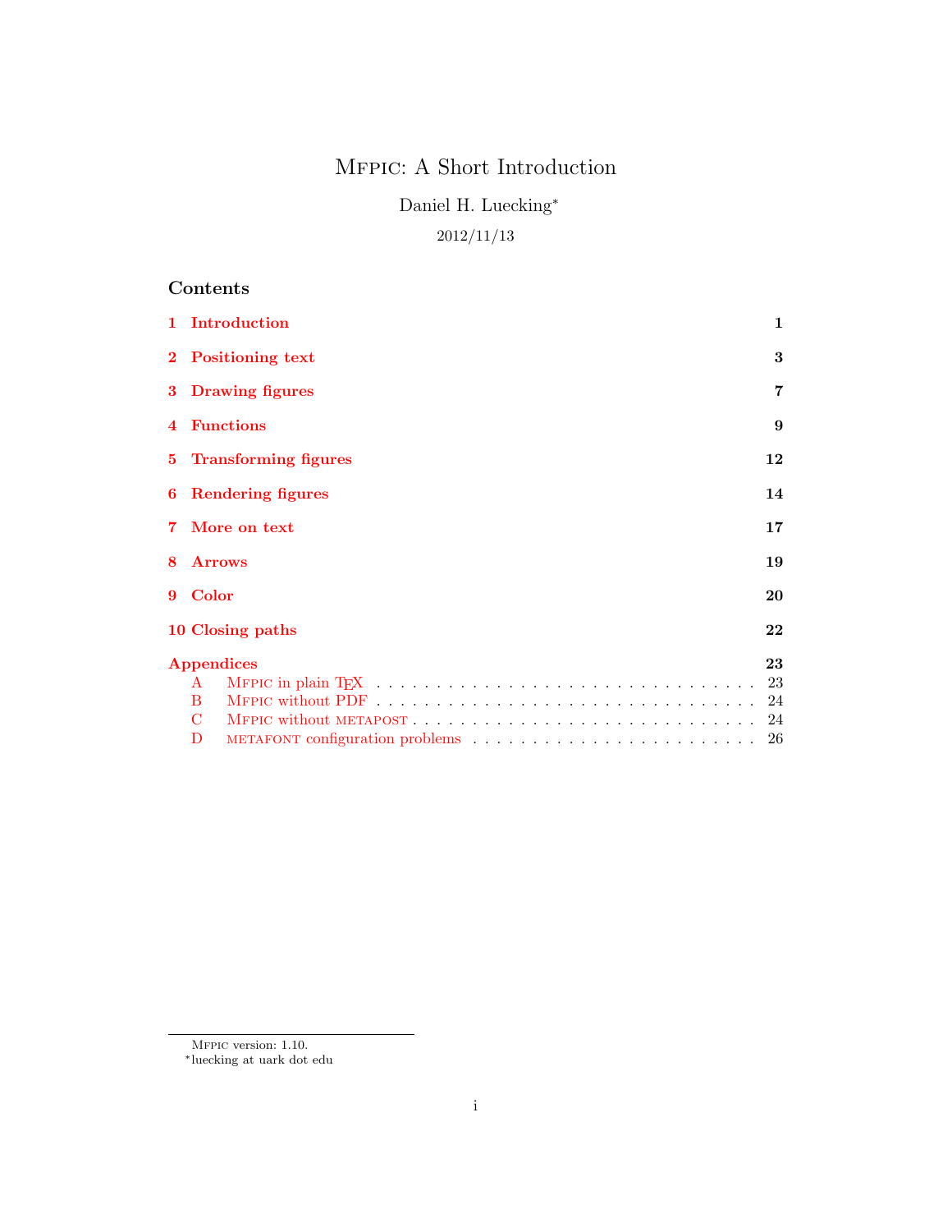# Mfpic: A Short Introduction

Daniel H. Luecking*

2012/11/13

## Contents

| | | |
|---|---|---|
| **1** | **Introduction** | **1** |
| **2** | **Positioning text** | **3** |
| **3** | **Drawing figures** | **7** |
| **4** | **Functions** | **9** |
| **5** | **Transforming figures** | **12** |
| **6** | **Rendering figures** | **14** |
| **7** | **More on text** | **17** |
| **8** | **Arrows** | **19** |
| **9** | **Color** | **20** |
| **10** | **Closing paths** | **22** |
| | **Appendices** | **23** |
| A | Mfpic in plain TeX | 23 |
| B | Mfpic without PDF | 24 |
| C | Mfpic without metapost | 24 |
| D | metafont configuration problems | 26 |

---

Mfpic version: 1.10.

*luecking at uark dot edu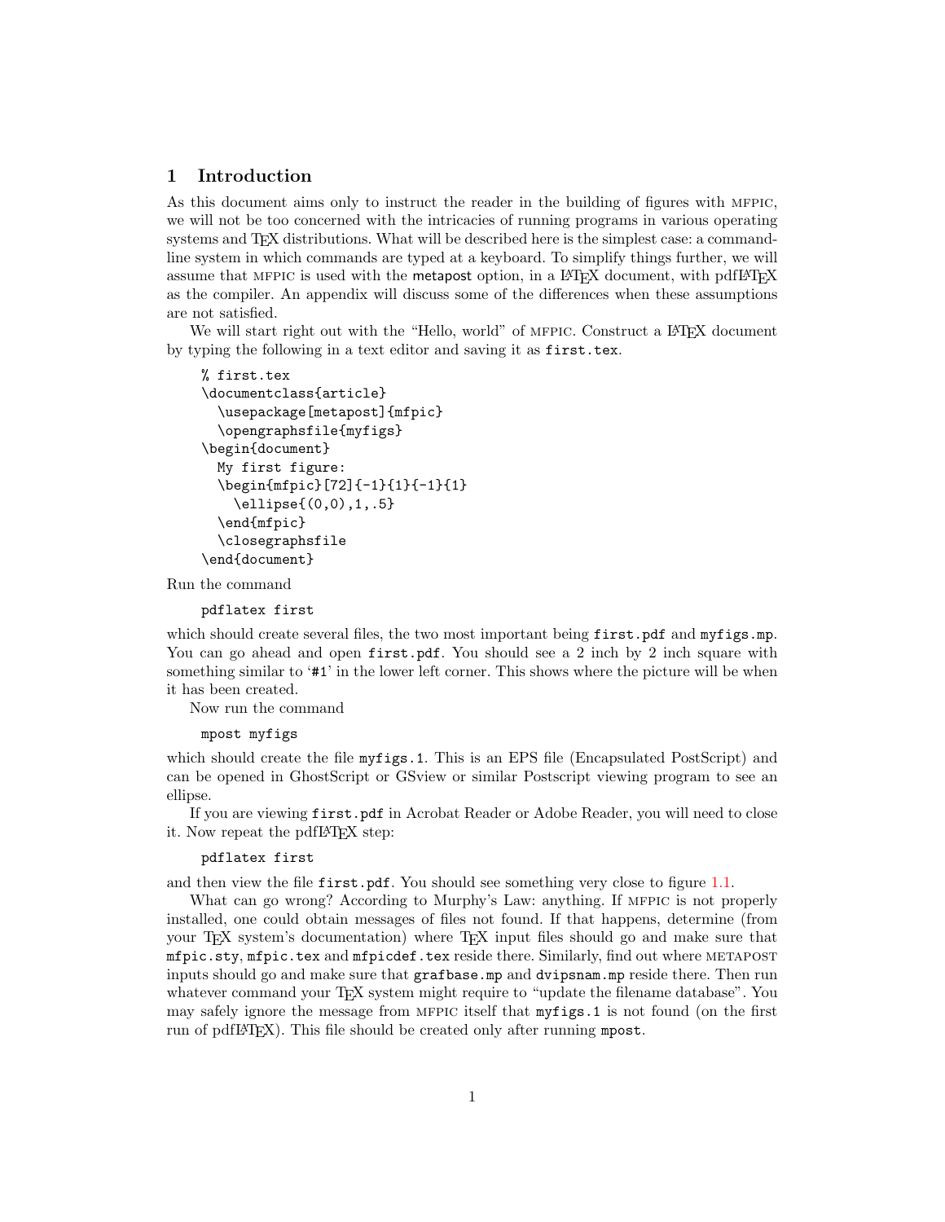## 1 Introduction

As this document aims only to instruct the reader in the building of figures with MFPIC, we will not be too concerned with the intricacies of running programs in various operating systems and TeX distributions. What will be described here is the simplest case: a command-line system in which commands are typed at a keyboard. To simplify things further, we will assume that MFPIC is used with the metapost option, in a LaTeX document, with pdfLaTeX as the compiler. An appendix will discuss some of the differences when these assumptions are not satisfied.

We will start right out with the “Hello, world” of MFPIC. Construct a LaTeX document by typing the following in a text editor and saving it as `first.tex`.

```
% first.tex
\documentclass{article}
  \usepackage[metapost]{mfpic}
  \opengraphsfile{myfigs}
\begin{document}
  My first figure:
  \begin{mfpic}[72]{-1}{1}{-1}{1}
    \ellipse{(0,0),1,.5}
  \end{mfpic}
  \closegraphsfile
\end{document}
```

Run the command

```
pdflatex first
```

which should create several files, the two most important being `first.pdf` and `myfigs.mp`. You can go ahead and open `first.pdf`. You should see a 2 inch by 2 inch square with something similar to ‘`#1`’ in the lower left corner. This shows where the picture will be when it has been created.

Now run the command

```
mpost myfigs
```

which should create the file `myfigs.1`. This is an EPS file (Encapsulated PostScript) and can be opened in GhostScript or GSview or similar Postscript viewing program to see an ellipse.

If you are viewing `first.pdf` in Acrobat Reader or Adobe Reader, you will need to close it. Now repeat the pdfLaTeX step:

```
pdflatex first
```

and then view the file `first.pdf`. You should see something very close to figure 1.1.

What can go wrong? According to Murphy’s Law: anything. If MFPIC is not properly installed, one could obtain messages of files not found. If that happens, determine (from your TeX system’s documentation) where TeX input files should go and make sure that `mfpic.sty`, `mfpic.tex` and `mfpicdef.tex` reside there. Similarly, find out where METAPOST inputs should go and make sure that `grafbase.mp` and `dvipsnam.mp` reside there. Then run whatever command your TeX system might require to “update the filename database”. You may safely ignore the message from MFPIC itself that `myfigs.1` is not found (on the first run of pdfLaTeX). This file should be created only after running `mpost`.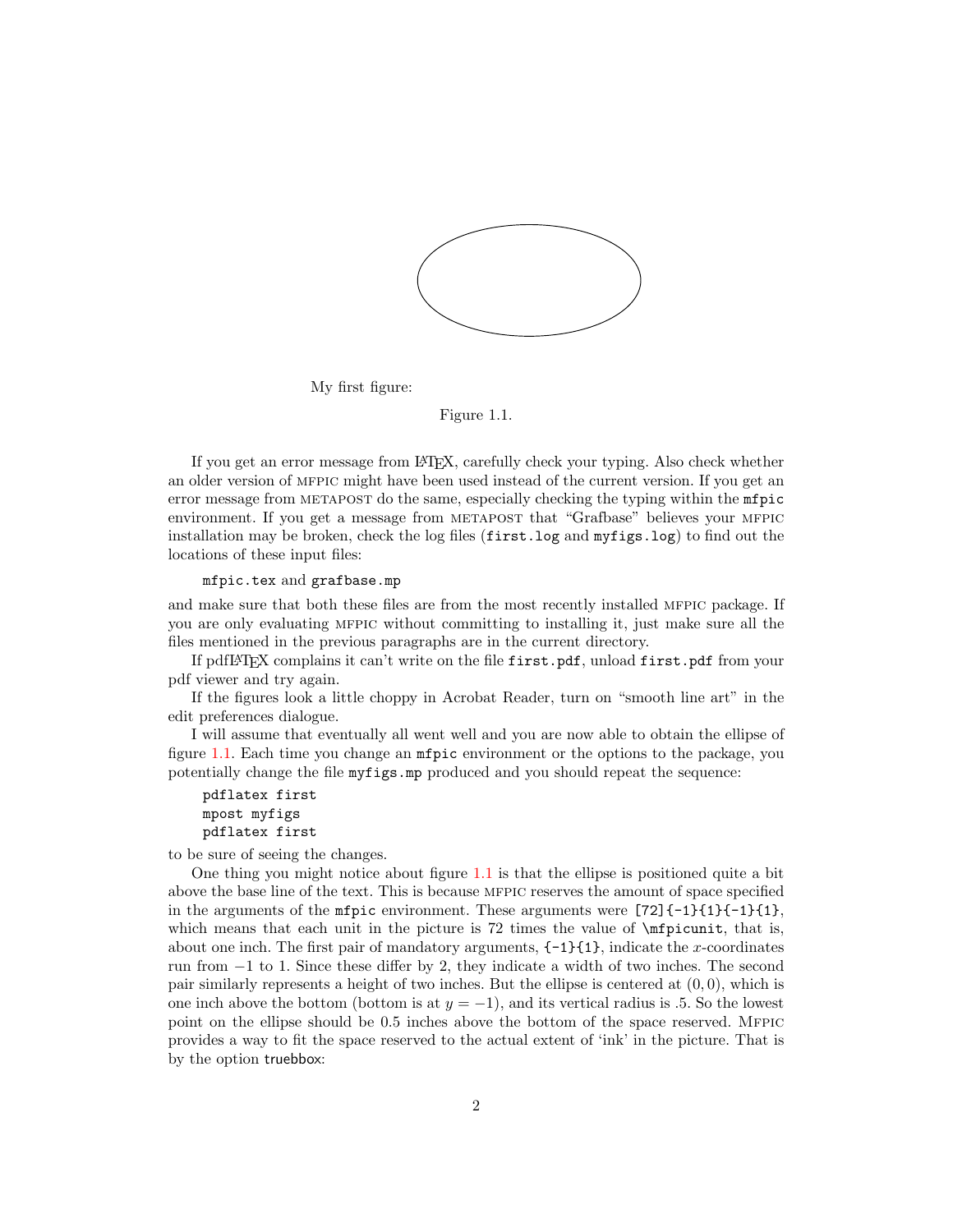My first figure:

Figure 1.1.

If you get an error message from LaTeX, carefully check your typing. Also check whether an older version of MFPIC might have been used instead of the current version. If you get an error message from METAPOST do the same, especially checking the typing within the `mfpic` environment. If you get a message from METAPOST that "Grafbase" believes your MFPIC installation may be broken, check the log files (`first.log` and `myfigs.log`) to find out the locations of these input files:

`mfpic.tex` and `grafbase.mp`

and make sure that both these files are from the most recently installed MFPIC package. If you are only evaluating MFPIC without committing to installing it, just make sure all the files mentioned in the previous paragraphs are in the current directory.

If pdfLaTeX complains it can't write on the file `first.pdf`, unload `first.pdf` from your pdf viewer and try again.

If the figures look a little choppy in Acrobat Reader, turn on "smooth line art" in the edit preferences dialogue.

I will assume that eventually all went well and you are now able to obtain the ellipse of figure 1.1. Each time you change an `mfpic` environment or the options to the package, you potentially change the file `myfigs.mp` produced and you should repeat the sequence:

```
pdflatex first
mpost myfigs
pdflatex first
```

to be sure of seeing the changes.

One thing you might notice about figure 1.1 is that the ellipse is positioned quite a bit above the base line of the text. This is because MFPIC reserves the amount of space specified in the arguments of the `mfpic` environment. These arguments were `[72]{-1}{1}{-1}{1}`, which means that each unit in the picture is 72 times the value of `\mfpicunit`, that is, about one inch. The first pair of mandatory arguments, `{-1}{1}`, indicate the $x$-coordinates run from $-1$ to 1. Since these differ by 2, they indicate a width of two inches. The second pair similarly represents a height of two inches. But the ellipse is centered at $(0, 0)$, which is one inch above the bottom (bottom is at $y = -1$), and its vertical radius is .5. So the lowest point on the ellipse should be 0.5 inches above the bottom of the space reserved. Mfpic provides a way to fit the space reserved to the actual extent of 'ink' in the picture. That is by the option truebbox: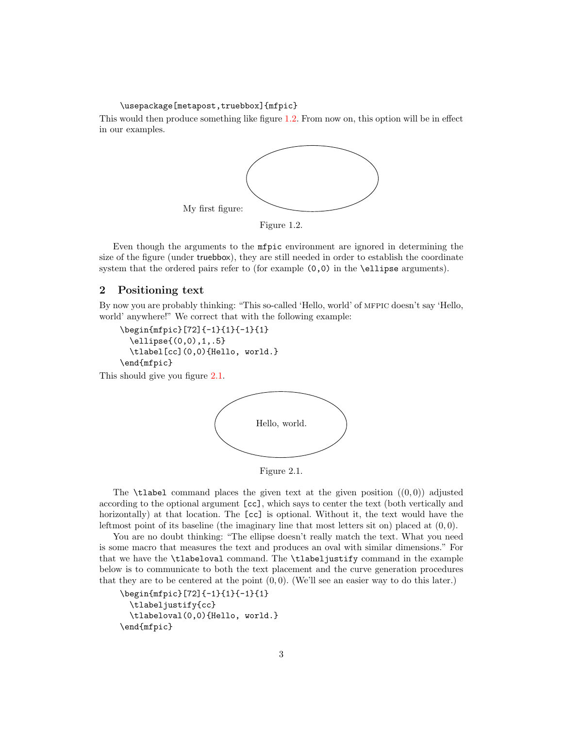```
\usepackage[metapost,truebbox]{mfpic}
```

This would then produce something like figure 1.2. From now on, this option will be in effect in our examples.

My first figure:

Figure 1.2.

Even though the arguments to the `mfpic` environment are ignored in determining the size of the figure (under `truebbox`), they are still needed in order to establish the coordinate system that the ordered pairs refer to (for example `(0,0)` in the `\ellipse` arguments).

## 2 Positioning text

By now you are probably thinking: "This so-called 'Hello, world' of MFPIC doesn't say 'Hello, world' anywhere!" We correct that with the following example:

```
\begin{mfpic}[72]{-1}{1}{-1}{1}
  \ellipse{(0,0),1,.5}
  \tlabel[cc](0,0){Hello, world.}
\end{mfpic}
```

This should give you figure 2.1.

Hello, world.

Figure 2.1.

The `\tlabel` command places the given text at the given position ($(0,0)$) adjusted according to the optional argument `[cc]`, which says to center the text (both vertically and horizontally) at that location. The `[cc]` is optional. Without it, the text would have the leftmost point of its baseline (the imaginary line that most letters sit on) placed at $(0,0)$.

You are no doubt thinking: "The ellipse doesn't really match the text. What you need is some macro that measures the text and produces an oval with similar dimensions." For that we have the `\tlabeloval` command. The `\tlabeljustify` command in the example below is to communicate to both the text placement and the curve generation procedures that they are to be centered at the point $(0,0)$. (We'll see an easier way to do this later.)

```
\begin{mfpic}[72]{-1}{1}{-1}{1}
  \tlabeljustify{cc}
  \tlabeloval(0,0){Hello, world.}
\end{mfpic}
```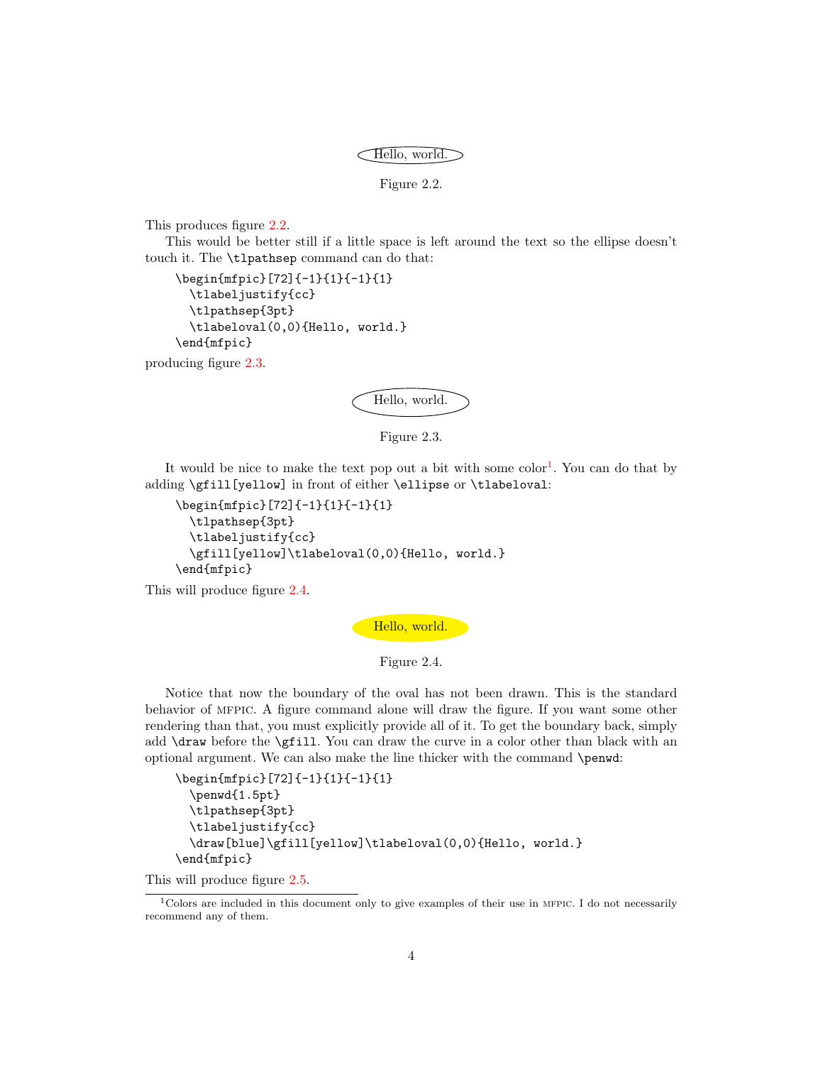Hello, world.

Figure 2.2.

This produces figure 2.2.

This would be better still if a little space is left around the text so the ellipse doesn't touch it. The `\tlpathsep` command can do that:

```
\begin{mfpic}[72]{-1}{1}{-1}{1}
  \tlabeljustify{cc}
  \tlpathsep{3pt}
  \tlabeloval(0,0){Hello, world.}
\end{mfpic}
```

producing figure 2.3.

Hello, world.

Figure 2.3.

It would be nice to make the text pop out a bit with some color[1]. You can do that by adding `\gfill[yellow]` in front of either `\ellipse` or `\tlabeloval`:

```
\begin{mfpic}[72]{-1}{1}{-1}{1}
  \tlpathsep{3pt}
  \tlabeljustify{cc}
  \gfill[yellow]\tlabeloval(0,0){Hello, world.}
\end{mfpic}
```

This will produce figure 2.4.

Hello, world.

Figure 2.4.

Notice that now the boundary of the oval has not been drawn. This is the standard behavior of MFPIC. A figure command alone will draw the figure. If you want some other rendering than that, you must explicitly provide all of it. To get the boundary back, simply add `\draw` before the `\gfill`. You can draw the curve in a color other than black with an optional argument. We can also make the line thicker with the command `\penwd`:

```
\begin{mfpic}[72]{-1}{1}{-1}{1}
  \penwd{1.5pt}
  \tlpathsep{3pt}
  \tlabeljustify{cc}
  \draw[blue]\gfill[yellow]\tlabeloval(0,0){Hello, world.}
\end{mfpic}
```

This will produce figure 2.5.

[1] Colors are included in this document only to give examples of their use in MFPIC. I do not necessarily recommend any of them.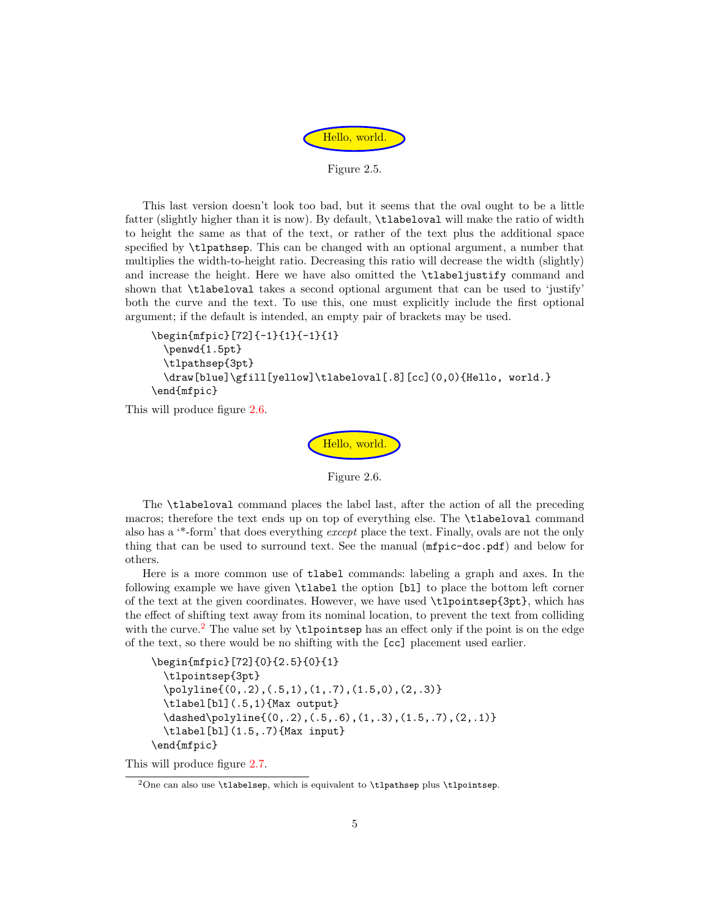Figure 2.5.

This last version doesn't look too bad, but it seems that the oval ought to be a little fatter (slightly higher than it is now). By default, `\tlabeloval` will make the ratio of width to height the same as that of the text, or rather of the text plus the additional space specified by `\tlpathsep`. This can be changed with an optional argument, a number that multiplies the width-to-height ratio. Decreasing this ratio will decrease the width (slightly) and increase the height. Here we have also omitted the `\tlabeljustify` command and shown that `\tlabeloval` takes a second optional argument that can be used to 'justify' both the curve and the text. To use this, one must explicitly include the first optional argument; if the default is intended, an empty pair of brackets may be used.

```
\begin{mfpic}[72]{-1}{1}{-1}{1}
  \penwd{1.5pt}
  \tlpathsep{3pt}
  \draw[blue]\gfill[yellow]\tlabeloval[.8][cc](0,0){Hello, world.}
\end{mfpic}
```

This will produce figure 2.6.

Figure 2.6.

The `\tlabeloval` command places the label last, after the action of all the preceding macros; therefore the text ends up on top of everything else. The `\tlabeloval` command also has a '*-form' that does everything *except* place the text. Finally, ovals are not the only thing that can be used to surround text. See the manual (`mfpic-doc.pdf`) and below for others.

Here is a more common use of `tlabel` commands: labeling a graph and axes. In the following example we have given `\tlabel` the option `[bl]` to place the bottom left corner of the text at the given coordinates. However, we have used `\tlpointsep{3pt}`, which has the effect of shifting text away from its nominal location, to prevent the text from colliding with the curve.[2] The value set by `\tlpointsep` has an effect only if the point is on the edge of the text, so there would be no shifting with the `[cc]` placement used earlier.

```
\begin{mfpic}[72]{0}{2.5}{0}{1}
  \tlpointsep{3pt}
  \polyline{(0,.2),(.5,1),(1,.7),(1.5,0),(2,.3)}
  \tlabel[bl](.5,1){Max output}
  \dashed\polyline{(0,.2),(.5,.6),(1,.3),(1.5,.7),(2,.1)}
  \tlabel[bl](1.5,.7){Max input}
\end{mfpic}
```

This will produce figure 2.7.

[2] One can also use `\tlabelsep`, which is equivalent to `\tlpathsep` plus `\tlpointsep`.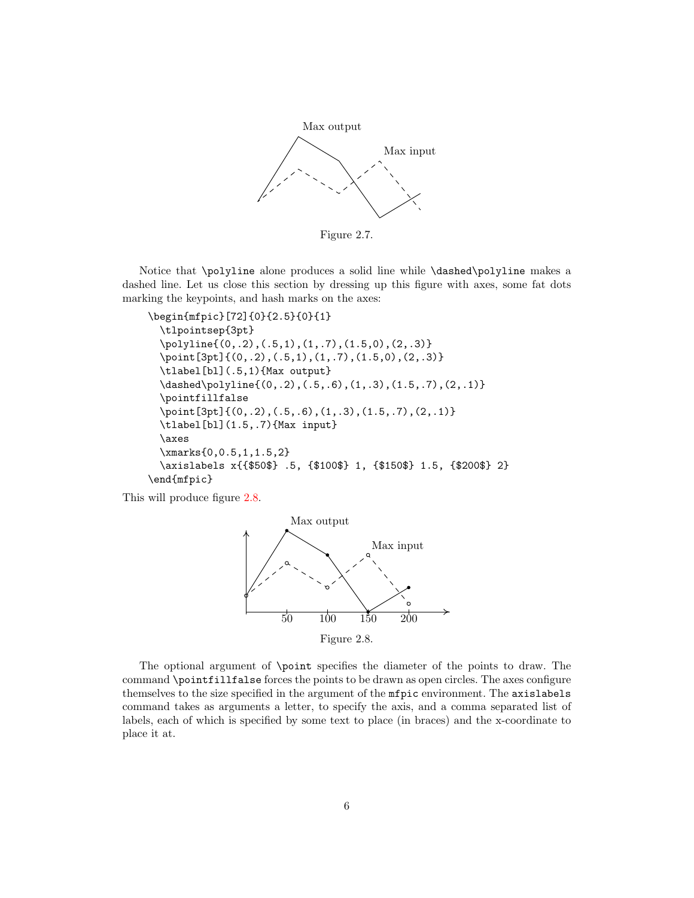Figure 2.7.

Notice that `\polyline` alone produces a solid line while `\dashed\polyline` makes a dashed line. Let us close this section by dressing up this figure with axes, some fat dots marking the keypoints, and hash marks on the axes:

```
\begin{mfpic}[72]{0}{2.5}{0}{1}
  \tlpointsep{3pt}
  \polyline{(0,.2),(.5,1),(1,.7),(1.5,0),(2,.3)}
  \point[3pt]{(0,.2),(.5,1),(1,.7),(1.5,0),(2,.3)}
  \tlabel[bl](.5,1){Max output}
  \dashed\polyline{(0,.2),(.5,.6),(1,.3),(1.5,.7),(2,.1)}
  \pointfillfalse
  \point[3pt]{(0,.2),(.5,.6),(1,.3),(1.5,.7),(2,.1)}
  \tlabel[bl](1.5,.7){Max input}
  \axes
  \xmarks{0,0.5,1,1.5,2}
  \axislabels x{{$50$} .5, {$100$} 1, {$150$} 1.5, {$200$} 2}
\end{mfpic}
```

This will produce figure 2.8.

Figure 2.8.

The optional argument of `\point` specifies the diameter of the points to draw. The command `\pointfillfalse` forces the points to be drawn as open circles. The axes configure themselves to the size specified in the argument of the `mfpic` environment. The `axislabels` command takes as arguments a letter, to specify the axis, and a comma separated list of labels, each of which is specified by some text to place (in braces) and the x-coordinate to place it at.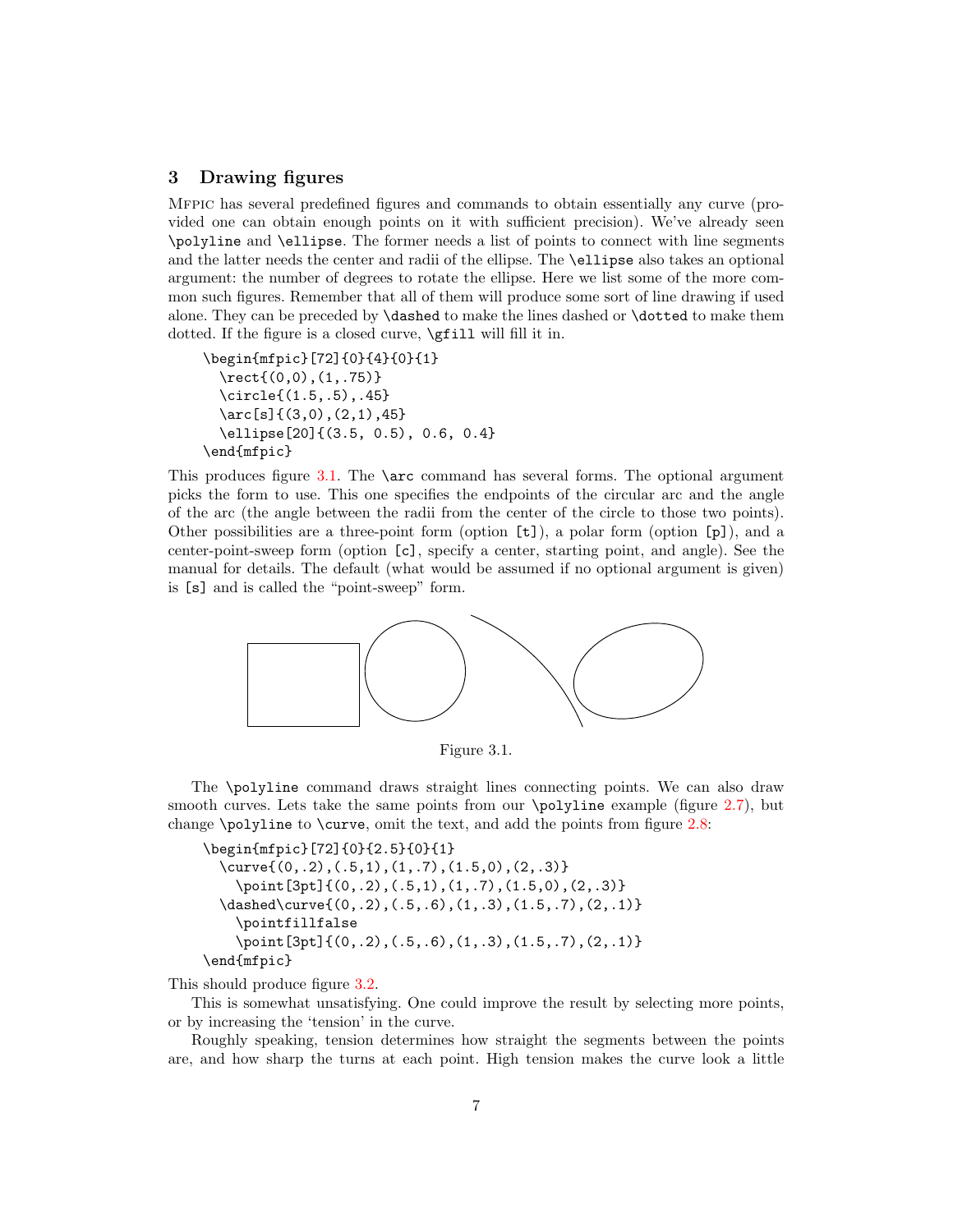## 3 Drawing figures

MFPIC has several predefined figures and commands to obtain essentially any curve (provided one can obtain enough points on it with sufficient precision). We've already seen `\polyline` and `\ellipse`. The former needs a list of points to connect with line segments and the latter needs the center and radii of the ellipse. The `\ellipse` also takes an optional argument: the number of degrees to rotate the ellipse. Here we list some of the more common such figures. Remember that all of them will produce some sort of line drawing if used alone. They can be preceded by `\dashed` to make the lines dashed or `\dotted` to make them dotted. If the figure is a closed curve, `\gfill` will fill it in.

```
\begin{mfpic}[72]{0}{4}{0}{1}
  \rect{(0,0),(1,.75)}
  \circle{(1.5,.5),.45}
  \arc[s]{(3,0),(2,1),45}
  \ellipse[20]{(3.5, 0.5), 0.6, 0.4}
\end{mfpic}
```

This produces figure 3.1. The `\arc` command has several forms. The optional argument picks the form to use. This one specifies the endpoints of the circular arc and the angle of the arc (the angle between the radii from the center of the circle to those two points). Other possibilities are a three-point form (option `[t]`), a polar form (option `[p]`), and a center-point-sweep form (option `[c]`, specify a center, starting point, and angle). See the manual for details. The default (what would be assumed if no optional argument is given) is `[s]` and is called the "point-sweep" form.

Figure 3.1.

The `\polyline` command draws straight lines connecting points. We can also draw smooth curves. Lets take the same points from our `\polyline` example (figure 2.7), but change `\polyline` to `\curve`, omit the text, and add the points from figure 2.8:

```
\begin{mfpic}[72]{0}{2.5}{0}{1}
  \curve{(0,.2),(.5,1),(1,.7),(1.5,0),(2,.3)}
    \point[3pt]{(0,.2),(.5,1),(1,.7),(1.5,0),(2,.3)}
  \dashed\curve{(0,.2),(.5,.6),(1,.3),(1.5,.7),(2,.1)}
    \pointfillfalse
    \point[3pt]{(0,.2),(.5,.6),(1,.3),(1.5,.7),(2,.1)}
\end{mfpic}
```

This should produce figure 3.2.

This is somewhat unsatisfying. One could improve the result by selecting more points, or by increasing the 'tension' in the curve.

Roughly speaking, tension determines how straight the segments between the points are, and how sharp the turns at each point. High tension makes the curve look a little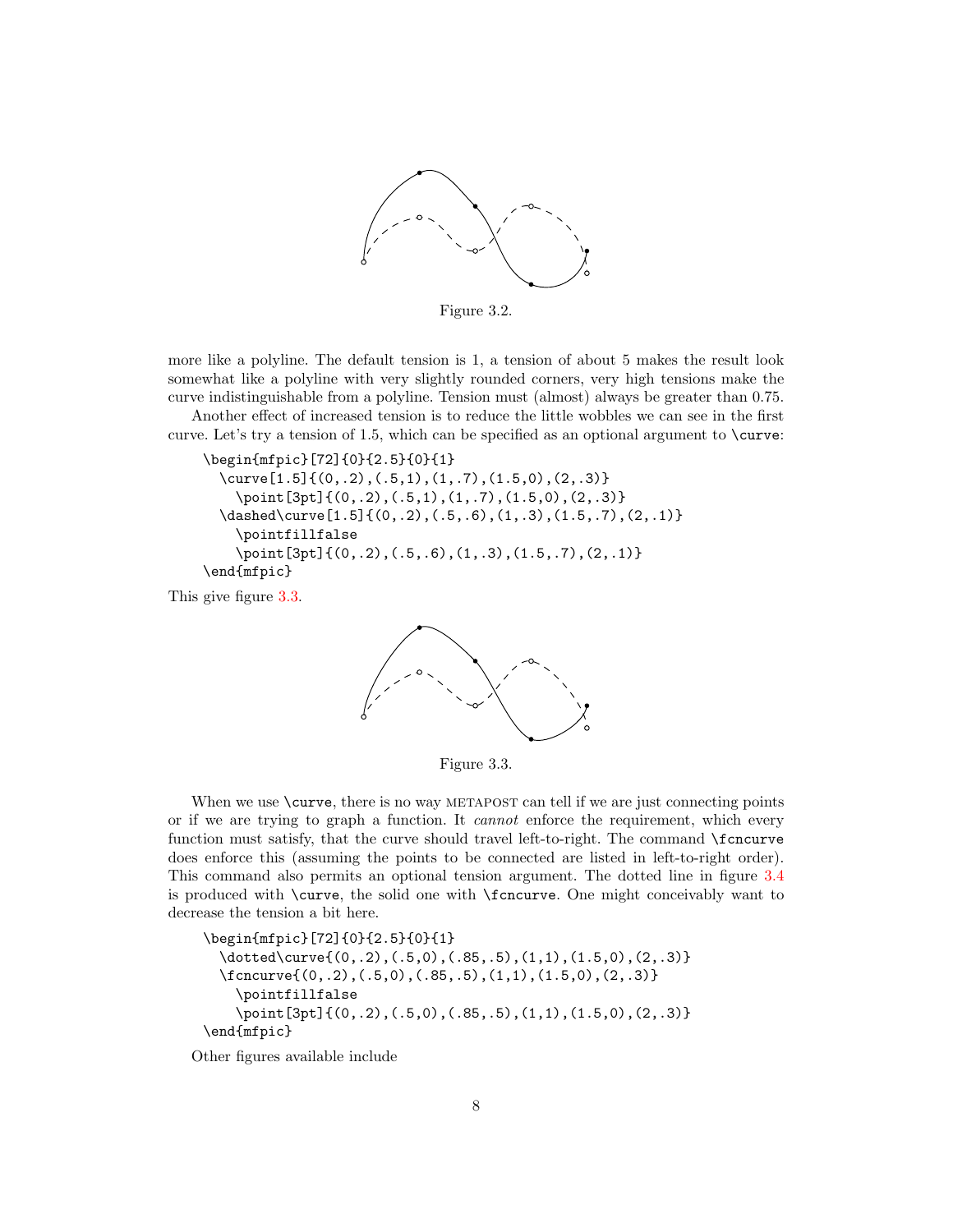Figure 3.2.

more like a polyline. The default tension is 1, a tension of about 5 makes the result look somewhat like a polyline with very slightly rounded corners, very high tensions make the curve indistinguishable from a polyline. Tension must (almost) always be greater than 0.75.

Another effect of increased tension is to reduce the little wobbles we can see in the first curve. Let's try a tension of 1.5, which can be specified as an optional argument to `\curve`:

```
\begin{mfpic}[72]{0}{2.5}{0}{1}
  \curve[1.5]{(0,.2),(.5,1),(1,.7),(1.5,0),(2,.3)}
    \point[3pt]{(0,.2),(.5,1),(1,.7),(1.5,0),(2,.3)}
  \dashed\curve[1.5]{(0,.2),(.5,.6),(1,.3),(1.5,.7),(2,.1)}
    \pointfillfalse
    \point[3pt]{(0,.2),(.5,.6),(1,.3),(1.5,.7),(2,.1)}
\end{mfpic}
```

This give figure 3.3.

Figure 3.3.

When we use `\curve`, there is no way METAPOST can tell if we are just connecting points or if we are trying to graph a function. It *cannot* enforce the requirement, which every function must satisfy, that the curve should travel left-to-right. The command `\fcncurve` does enforce this (assuming the points to be connected are listed in left-to-right order). This command also permits an optional tension argument. The dotted line in figure 3.4 is produced with `\curve`, the solid one with `\fcncurve`. One might conceivably want to decrease the tension a bit here.

```
\begin{mfpic}[72]{0}{2.5}{0}{1}
  \dotted\curve{(0,.2),(.5,0),(.85,.5),(1,1),(1.5,0),(2,.3)}
  \fcncurve{(0,.2),(.5,0),(.85,.5),(1,1),(1.5,0),(2,.3)}
    \pointfillfalse
    \point[3pt]{(0,.2),(.5,0),(.85,.5),(1,1),(1.5,0),(2,.3)}
\end{mfpic}
```

Other figures available include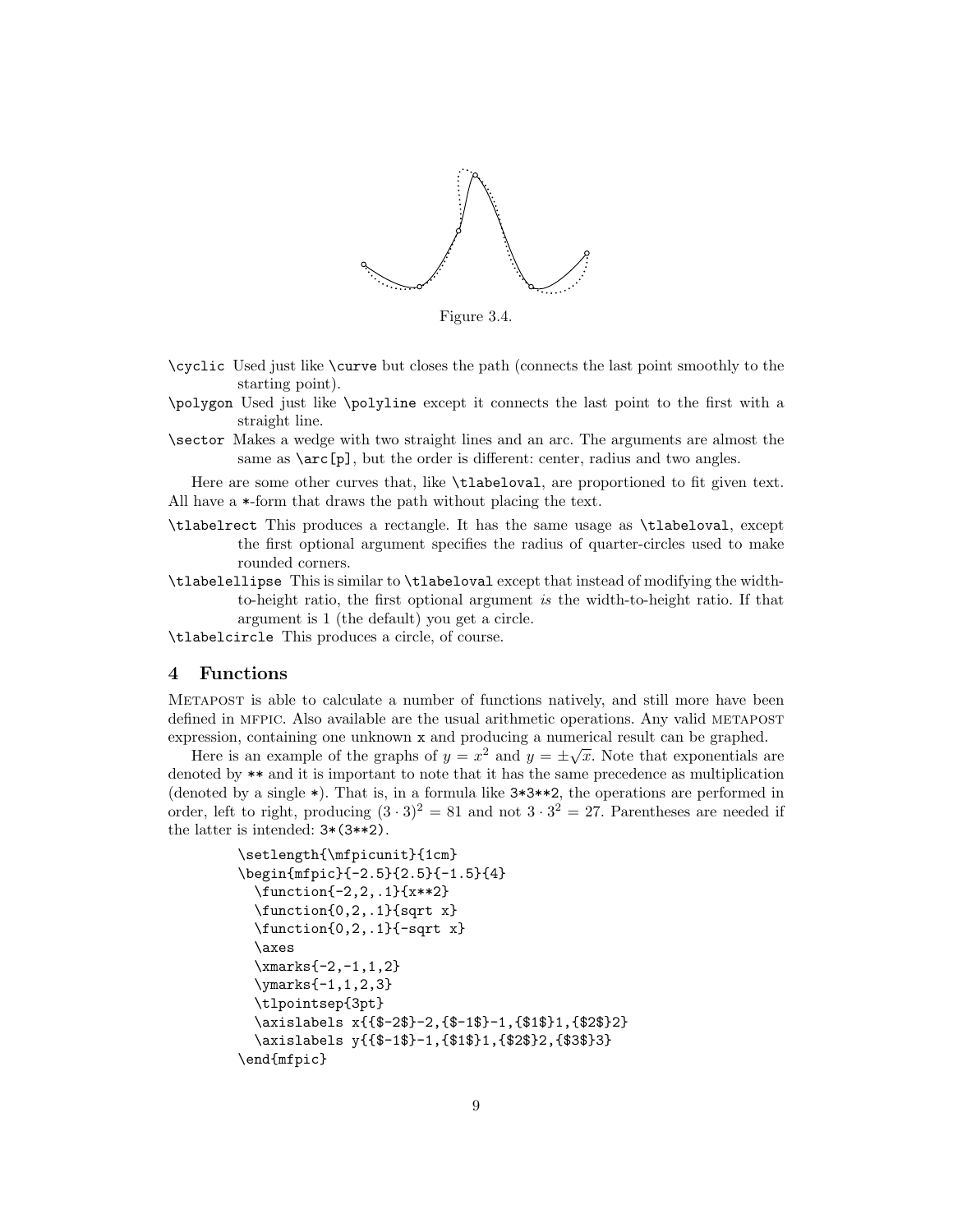Figure 3.4.

`\cyclic` Used just like `\curve` but closes the path (connects the last point smoothly to the starting point).

`\polygon` Used just like `\polyline` except it connects the last point to the first with a straight line.

`\sector` Makes a wedge with two straight lines and an arc. The arguments are almost the same as `\arc[p]`, but the order is different: center, radius and two angles.

Here are some other curves that, like `\tlabeloval`, are proportioned to fit given text. All have a `*`-form that draws the path without placing the text.

`\tlabelrect` This produces a rectangle. It has the same usage as `\tlabeloval`, except the first optional argument specifies the radius of quarter-circles used to make rounded corners.

`\tlabelellipse` This is similar to `\tlabeloval` except that instead of modifying the width-to-height ratio, the first optional argument *is* the width-to-height ratio. If that argument is 1 (the default) you get a circle.

`\tlabelcircle` This produces a circle, of course.

## 4 Functions

METAPOST is able to calculate a number of functions natively, and still more have been defined in MFPIC. Also available are the usual arithmetic operations. Any valid METAPOST expression, containing one unknown `x` and producing a numerical result can be graphed.

Here is an example of the graphs of $y = x^2$ and $y = \pm\sqrt{x}$. Note that exponentials are denoted by `**` and it is important to note that it has the same precedence as multiplication (denoted by a single `*`). That is, in a formula like `3*3**2`, the operations are performed in order, left to right, producing $(3 \cdot 3)^2 = 81$ and not $3 \cdot 3^2 = 27$. Parentheses are needed if the latter is intended: `3*(3**2)`.

```
\setlength{\mfpicunit}{1cm}
\begin{mfpic}{-2.5}{2.5}{-1.5}{4}
  \function{-2,2,.1}{x**2}
  \function{0,2,.1}{sqrt x}
  \function{0,2,.1}{-sqrt x}
  \axes
  \xmarks{-2,-1,1,2}
  \ymarks{-1,1,2,3}
  \tlpointsep{3pt}
  \axislabels x{{$-2$}-2,{$-1$}-1,{$1$}1,{$2$}2}
  \axislabels y{{$-1$}-1,{$1$}1,{$2$}2,{$3$}3}
\end{mfpic}
```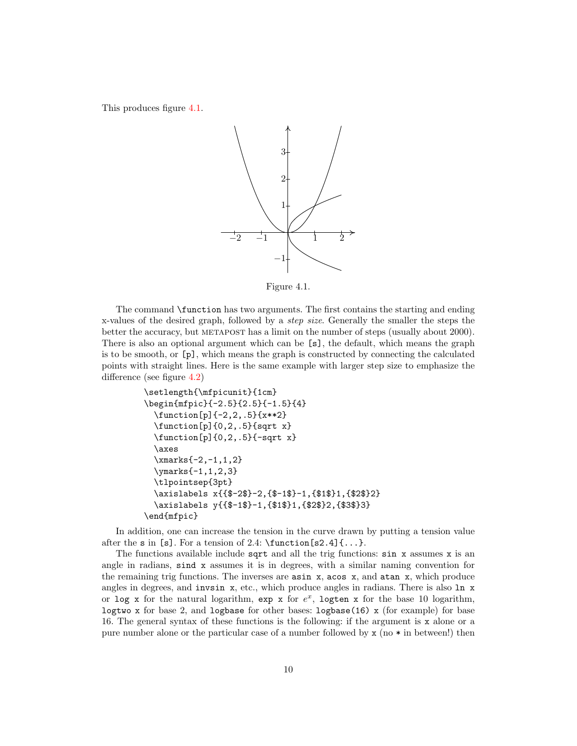This produces figure 4.1.

Figure 4.1.

The command `\function` has two arguments. The first contains the starting and ending x-values of the desired graph, followed by a *step size*. Generally the smaller the steps the better the accuracy, but METAPOST has a limit on the number of steps (usually about 2000). There is also an optional argument which can be `[s]`, the default, which means the graph is to be smooth, or `[p]`, which means the graph is constructed by connecting the calculated points with straight lines. Here is the same example with larger step size to emphasize the difference (see figure 4.2)

```
\setlength{\mfpicunit}{1cm}
\begin{mfpic}{-2.5}{2.5}{-1.5}{4}
  \function[p]{-2,2,.5}{x**2}
  \function[p]{0,2,.5}{sqrt x}
  \function[p]{0,2,.5}{-sqrt x}
  \axes
  \xmarks{-2,-1,1,2}
  \ymarks{-1,1,2,3}
  \tlpointsep{3pt}
  \axislabels x{{$-2$}-2,{$-1$}-1,{$1$}1,{$2$}2}
  \axislabels y{{$-1$}-1,{$1$}1,{$2$}2,{$3$}3}
\end{mfpic}
```

In addition, one can increase the tension in the curve drawn by putting a tension value after the `s` in `[s]`. For a tension of 2.4: `\function[s2.4]{...}`.

The functions available include `sqrt` and all the trig functions: `sin x` assumes `x` is an angle in radians, `sind x` assumes it is in degrees, with a similar naming convention for the remaining trig functions. The inverses are `asin x`, `acos x`, and `atan x`, which produce angles in degrees, and `invsin x`, etc., which produce angles in radians. There is also `ln x` or `log x` for the natural logarithm, `exp x` for $e^x$, `logten x` for the base 10 logarithm, `logtwo x` for base 2, and `logbase` for other bases: `logbase(16) x` (for example) for base 16. The general syntax of these functions is the following: if the argument is `x` alone or a pure number alone or the particular case of a number followed by `x` (no `*` in between!) then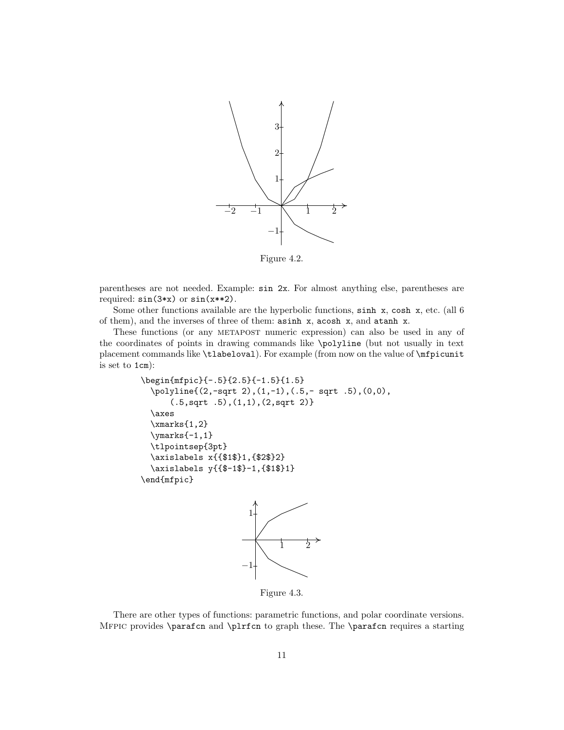Figure 4.2.

parentheses are not needed. Example: `sin 2x`. For almost anything else, parentheses are required: `sin(3*x)` or `sin(x**2)`.

Some other functions available are the hyperbolic functions, `sinh x`, `cosh x`, etc. (all 6 of them), and the inverses of three of them: `asinh x`, `acosh x`, and `atanh x`.

These functions (or any METAPOST numeric expression) can also be used in any of the coordinates of points in drawing commands like `\polyline` (but not usually in text placement commands like `\tlabeloval`). For example (from now on the value of `\mfpicunit` is set to `1cm`):

```
\begin{mfpic}{-.5}{2.5}{-1.5}{1.5}
  \polyline{(2,-sqrt 2),(1,-1),(.5,- sqrt .5),(0,0),
      (.5,sqrt .5),(1,1),(2,sqrt 2)}
  \axes
  \xmarks{1,2}
  \ymarks{-1,1}
  \tlpointsep{3pt}
  \axislabels x{{$1$}1,{$2$}2}
  \axislabels y{{$-1$}-1,{$1$}1}
\end{mfpic}
```

Figure 4.3.

There are other types of functions: parametric functions, and polar coordinate versions. MFPIC provides `\parafcn` and `\plrfcn` to graph these. The `\parafcn` requires a starting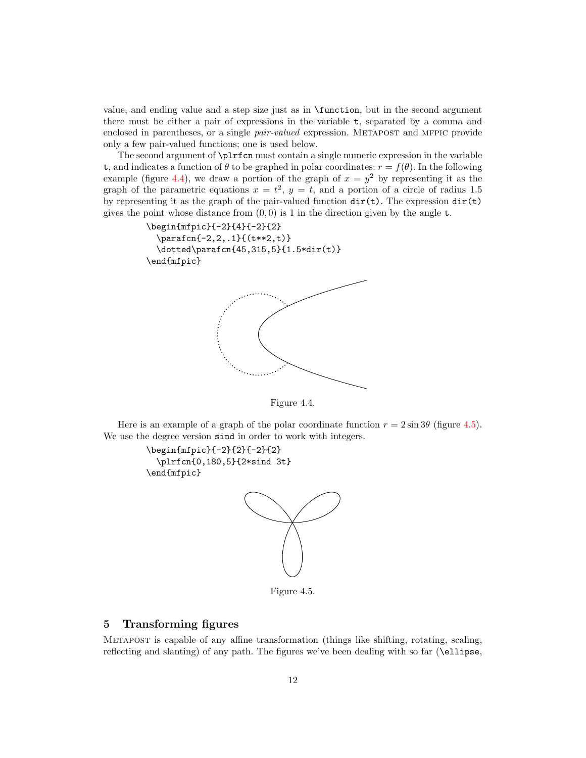value, and ending value and a step size just as in `\function`, but in the second argument there must be either a pair of expressions in the variable `t`, separated by a comma and enclosed in parentheses, or a single *pair-valued* expression. METAPOST and MFPIC provide only a few pair-valued functions; one is used below.

The second argument of `\plrfcn` must contain a single numeric expression in the variable `t`, and indicates a function of $\theta$ to be graphed in polar coordinates: $r = f(\theta)$. In the following example (figure 4.4), we draw a portion of the graph of $x = y^2$ by representing it as the graph of the parametric equations $x = t^2$, $y = t$, and a portion of a circle of radius 1.5 by representing it as the graph of the pair-valued function `dir(t)`. The expression `dir(t)` gives the point whose distance from $(0, 0)$ is 1 in the direction given by the angle `t`.

```
\begin{mfpic}{-2}{4}{-2}{2}
  \parafcn{-2,2,.1}{(t**2,t)}
  \dotted\parafcn{45,315,5}{1.5*dir(t)}
\end{mfpic}
```

Figure 4.4.

Here is an example of a graph of the polar coordinate function $r = 2\sin 3\theta$ (figure 4.5). We use the degree version `sind` in order to work with integers.

```
\begin{mfpic}{-2}{2}{-2}{2}
  \plrfcn{0,180,5}{2*sind 3t}
\end{mfpic}
```

Figure 4.5.

## 5 Transforming figures

METAPOST is capable of any affine transformation (things like shifting, rotating, scaling, reflecting and slanting) of any path. The figures we've been dealing with so far (`\ellipse`,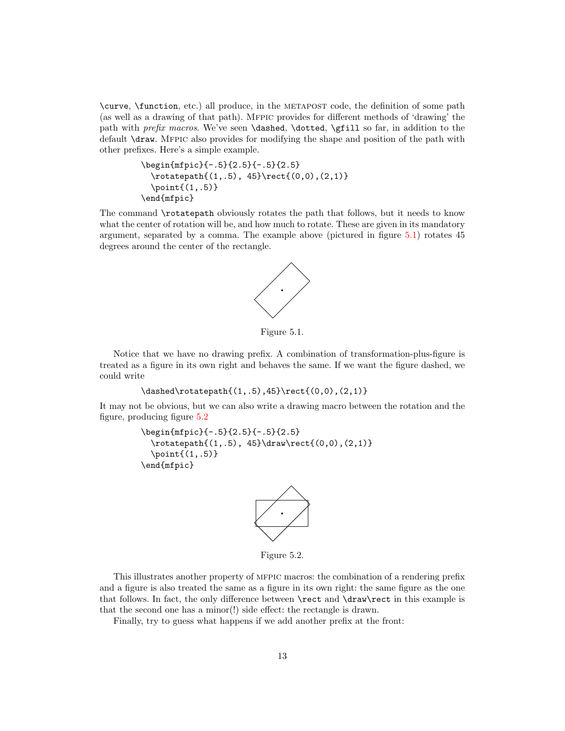\curve, \function, etc.) all produce, in the METAPOST code, the definition of some path (as well as a drawing of that path). MFPIC provides for different methods of 'drawing' the path with *prefix macros*. We've seen \dashed, \dotted, \gfill so far, in addition to the default \draw. MFPIC also provides for modifying the shape and position of the path with other prefixes. Here's a simple example.

```
\begin{mfpic}{-.5}{2.5}{-.5}{2.5}
  \rotatepath{(1,.5), 45}\rect{(0,0),(2,1)}
  \point{(1,.5)}
\end{mfpic}
```

The command \rotatepath obviously rotates the path that follows, but it needs to know what the center of rotation will be, and how much to rotate. These are given in its mandatory argument, separated by a comma. The example above (pictured in figure 5.1) rotates 45 degrees around the center of the rectangle.

Figure 5.1.

Notice that we have no drawing prefix. A combination of transformation-plus-figure is treated as a figure in its own right and behaves the same. If we want the figure dashed, we could write

```
\dashed\rotatepath{(1,.5),45}\rect{(0,0),(2,1)}
```

It may not be obvious, but we can also write a drawing macro between the rotation and the figure, producing figure 5.2

```
\begin{mfpic}{-.5}{2.5}{-.5}{2.5}
  \rotatepath{(1,.5), 45}\draw\rect{(0,0),(2,1)}
  \point{(1,.5)}
\end{mfpic}
```

Figure 5.2.

This illustrates another property of MFPIC macros: the combination of a rendering prefix and a figure is also treated the same as a figure in its own right: the same figure as the one that follows. In fact, the only difference between \rect and \draw\rect in this example is that the second one has a minor(!) side effect: the rectangle is drawn.

Finally, try to guess what happens if we add another prefix at the front: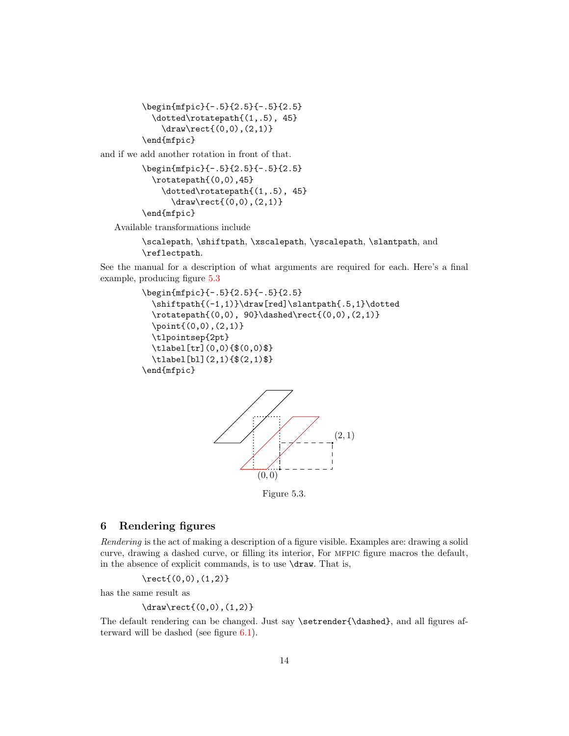```
\begin{mfpic}{-.5}{2.5}{-.5}{2.5}
  \dotted\rotatepath{(1,.5), 45}
    \draw\rect{(0,0),(2,1)}
\end{mfpic}
```

and if we add another rotation in front of that.

```
\begin{mfpic}{-.5}{2.5}{-.5}{2.5}
  \rotatepath{(0,0),45}
    \dotted\rotatepath{(1,.5), 45}
      \draw\rect{(0,0),(2,1)}
\end{mfpic}
```

Available transformations include

> `\scalepath`, `\shiftpath`, `\xscalepath`, `\yscalepath`, `\slantpath`, and `\reflectpath`.

See the manual for a description of what arguments are required for each. Here's a final example, producing figure 5.3

```
\begin{mfpic}{-.5}{2.5}{-.5}{2.5}
  \shiftpath{(-1,1)}\draw[red]\slantpath{.5,1}\dotted
  \rotatepath{(0,0), 90}\dashed\rect{(0,0),(2,1)}
  \point{(0,0),(2,1)}
  \tlpointsep{2pt}
  \tlabel[tr](0,0){$(0,0)$}
  \tlabel[bl](2,1){$(2,1)$}
\end{mfpic}
```

$(2,1)$

$(0,0)$

Figure 5.3.

## 6 Rendering figures

*Rendering* is the act of making a description of a figure visible. Examples are: drawing a solid curve, drawing a dashed curve, or filling its interior, For MFPIC figure macros the default, in the absence of explicit commands, is to use `\draw`. That is,

```
\rect{(0,0),(1,2)}
```

has the same result as

```
\draw\rect{(0,0),(1,2)}
```

The default rendering can be changed. Just say `\setrender{\dashed}`, and all figures afterward will be dashed (see figure 6.1).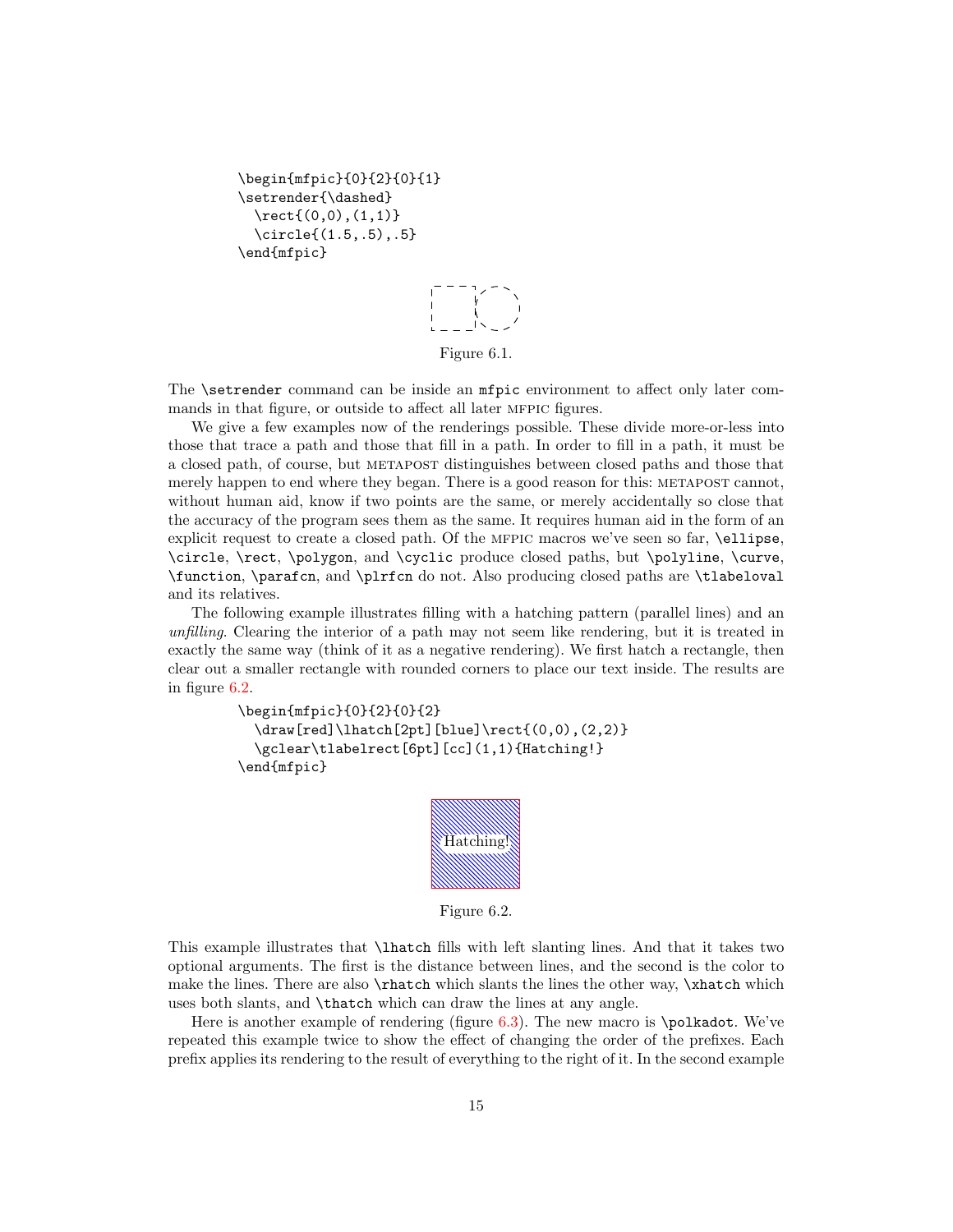```
\begin{mfpic}{0}{2}{0}{1}
\setrender{\dashed}
  \rect{(0,0),(1,1)}
  \circle{(1.5,.5),.5}
\end{mfpic}
```

Figure 6.1.

The `\setrender` command can be inside an `mfpic` environment to affect only later commands in that figure, or outside to affect all later MFPIC figures.

We give a few examples now of the renderings possible. These divide more-or-less into those that trace a path and those that fill in a path. In order to fill in a path, it must be a closed path, of course, but METAPOST distinguishes between closed paths and those that merely happen to end where they began. There is a good reason for this: METAPOST cannot, without human aid, know if two points are the same, or merely accidentally so close that the accuracy of the program sees them as the same. It requires human aid in the form of an explicit request to create a closed path. Of the MFPIC macros we've seen so far, `\ellipse`, `\circle`, `\rect`, `\polygon`, and `\cyclic` produce closed paths, but `\polyline`, `\curve`, `\function`, `\parafcn`, and `\plrfcn` do not. Also producing closed paths are `\tlabeloval` and its relatives.

The following example illustrates filling with a hatching pattern (parallel lines) and an *unfilling*. Clearing the interior of a path may not seem like rendering, but it is treated in exactly the same way (think of it as a negative rendering). We first hatch a rectangle, then clear out a smaller rectangle with rounded corners to place our text inside. The results are in figure 6.2.

```
\begin{mfpic}{0}{2}{0}{2}
  \draw[red]\lhatch[2pt][blue]\rect{(0,0),(2,2)}
  \gclear\tlabelrect[6pt][cc](1,1){Hatching!}
\end{mfpic}
```

Hatching!

Figure 6.2.

This example illustrates that `\lhatch` fills with left slanting lines. And that it takes two optional arguments. The first is the distance between lines, and the second is the color to make the lines. There are also `\rhatch` which slants the lines the other way, `\xhatch` which uses both slants, and `\thatch` which can draw the lines at any angle.

Here is another example of rendering (figure 6.3). The new macro is `\polkadot`. We've repeated this example twice to show the effect of changing the order of the prefixes. Each prefix applies its rendering to the result of everything to the right of it. In the second example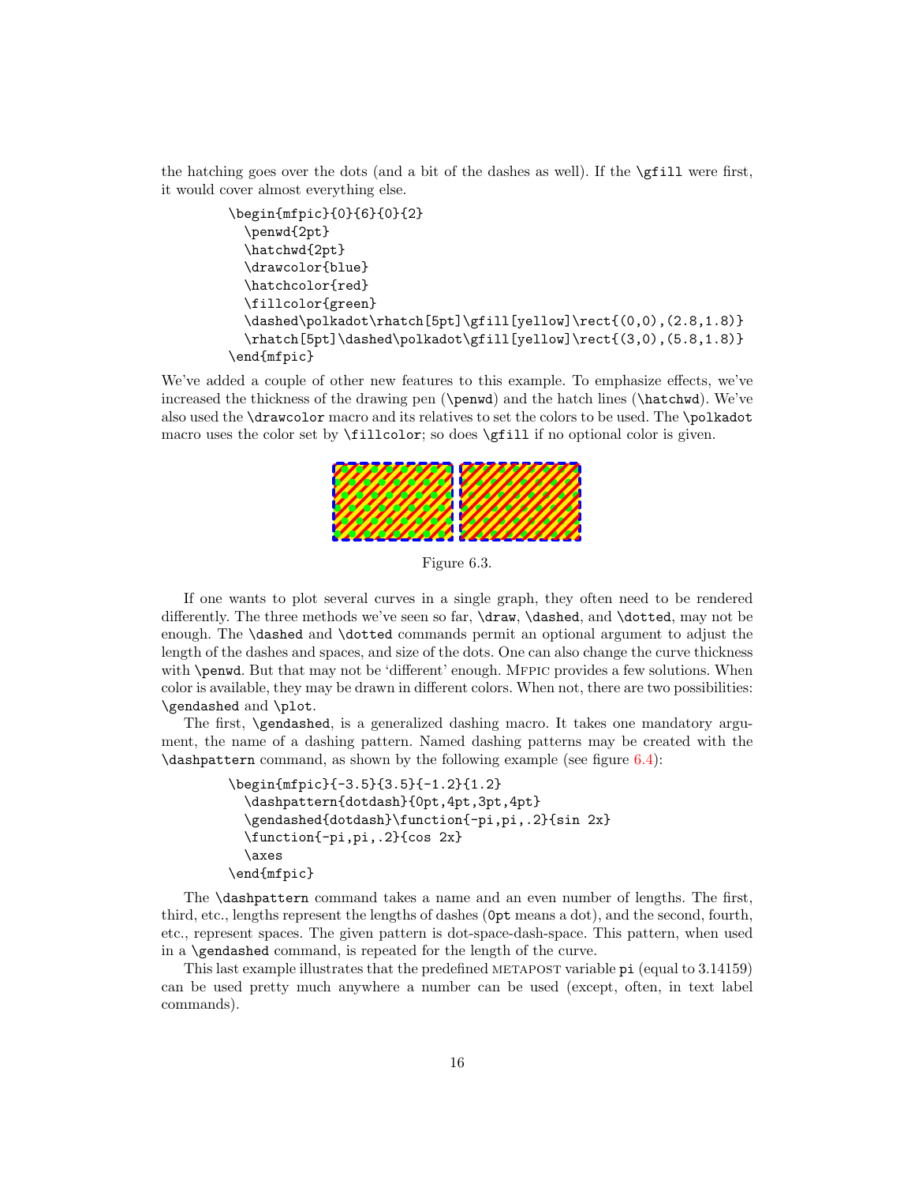the hatching goes over the dots (and a bit of the dashes as well). If the `\gfill` were first, it would cover almost everything else.

```
\begin{mfpic}{0}{6}{0}{2}
  \penwd{2pt}
  \hatchwd{2pt}
  \drawcolor{blue}
  \hatchcolor{red}
  \fillcolor{green}
  \dashed\polkadot\rhatch[5pt]\gfill[yellow]\rect{(0,0),(2.8,1.8)}
  \rhatch[5pt]\dashed\polkadot\gfill[yellow]\rect{(3,0),(5.8,1.8)}
\end{mfpic}
```

We've added a couple of other new features to this example. To emphasize effects, we've increased the thickness of the drawing pen (`\penwd`) and the hatch lines (`\hatchwd`). We've also used the `\drawcolor` macro and its relatives to set the colors to be used. The `\polkadot` macro uses the color set by `\fillcolor`; so does `\gfill` if no optional color is given.

Figure 6.3.

If one wants to plot several curves in a single graph, they often need to be rendered differently. The three methods we've seen so far, `\draw`, `\dashed`, and `\dotted`, may not be enough. The `\dashed` and `\dotted` commands permit an optional argument to adjust the length of the dashes and spaces, and size of the dots. One can also change the curve thickness with `\penwd`. But that may not be 'different' enough. MFPIC provides a few solutions. When color is available, they may be drawn in different colors. When not, there are two possibilities: `\gendashed` and `\plot`.

The first, `\gendashed`, is a generalized dashing macro. It takes one mandatory argument, the name of a dashing pattern. Named dashing patterns may be created with the `\dashpattern` command, as shown by the following example (see figure 6.4):

```
\begin{mfpic}{-3.5}{3.5}{-1.2}{1.2}
  \dashpattern{dotdash}{0pt,4pt,3pt,4pt}
  \gendashed{dotdash}\function{-pi,pi,.2}{sin 2x}
  \function{-pi,pi,.2}{cos 2x}
  \axes
\end{mfpic}
```

The `\dashpattern` command takes a name and an even number of lengths. The first, third, etc., lengths represent the lengths of dashes (`0pt` means a dot), and the second, fourth, etc., represent spaces. The given pattern is dot-space-dash-space. This pattern, when used in a `\gendashed` command, is repeated for the length of the curve.

This last example illustrates that the predefined METAPOST variable `pi` (equal to 3.14159) can be used pretty much anywhere a number can be used (except, often, in text label commands).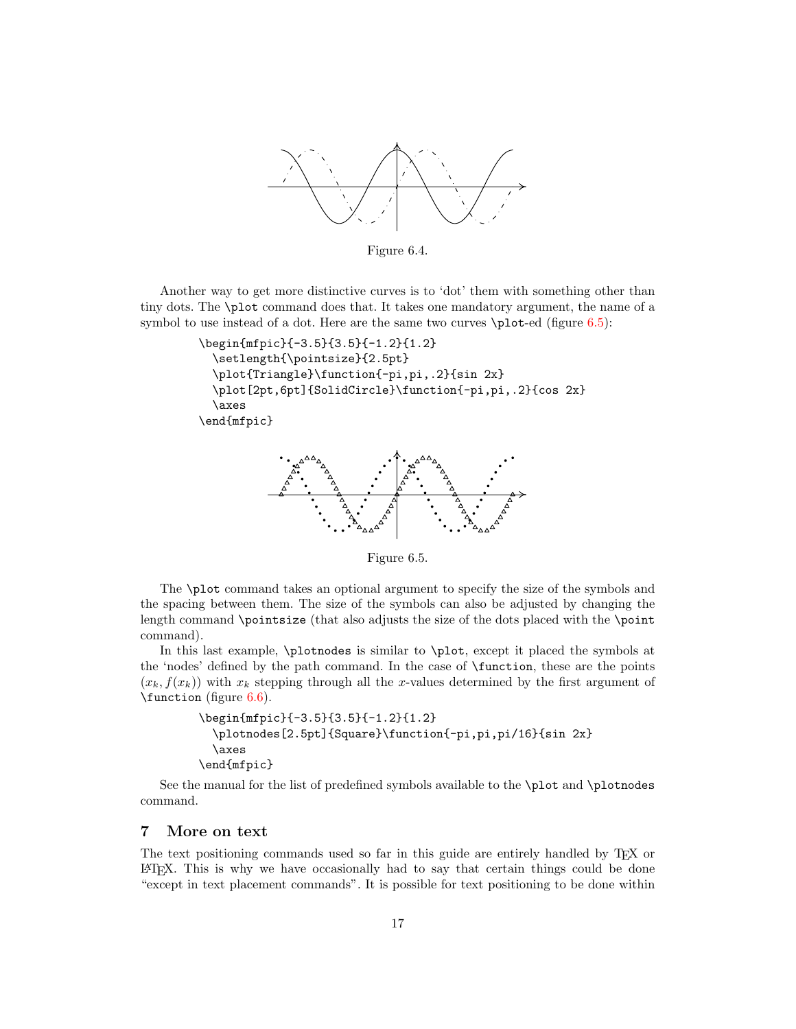Figure 6.4.

Another way to get more distinctive curves is to 'dot' them with something other than tiny dots. The `\plot` command does that. It takes one mandatory argument, the name of a symbol to use instead of a dot. Here are the same two curves `\plot`-ed (figure 6.5):

```
\begin{mfpic}{-3.5}{3.5}{-1.2}{1.2}
  \setlength{\pointsize}{2.5pt}
  \plot{Triangle}\function{-pi,pi,.2}{sin 2x}
  \plot[2pt,6pt]{SolidCircle}\function{-pi,pi,.2}{cos 2x}
  \axes
\end{mfpic}
```

Figure 6.5.

The `\plot` command takes an optional argument to specify the size of the symbols and the spacing between them. The size of the symbols can also be adjusted by changing the length command `\pointsize` (that also adjusts the size of the dots placed with the `\point` command).

In this last example, `\plotnodes` is similar to `\plot`, except it placed the symbols at the 'nodes' defined by the path command. In the case of `\function`, these are the points $(x_k, f(x_k))$ with $x_k$ stepping through all the $x$-values determined by the first argument of `\function` (figure 6.6).

```
\begin{mfpic}{-3.5}{3.5}{-1.2}{1.2}
  \plotnodes[2.5pt]{Square}\function{-pi,pi,pi/16}{sin 2x}
  \axes
\end{mfpic}
```

See the manual for the list of predefined symbols available to the `\plot` and `\plotnodes` command.

## 7 More on text

The text positioning commands used so far in this guide are entirely handled by TeX or LaTeX. This is why we have occasionally had to say that certain things could be done "except in text placement commands". It is possible for text positioning to be done within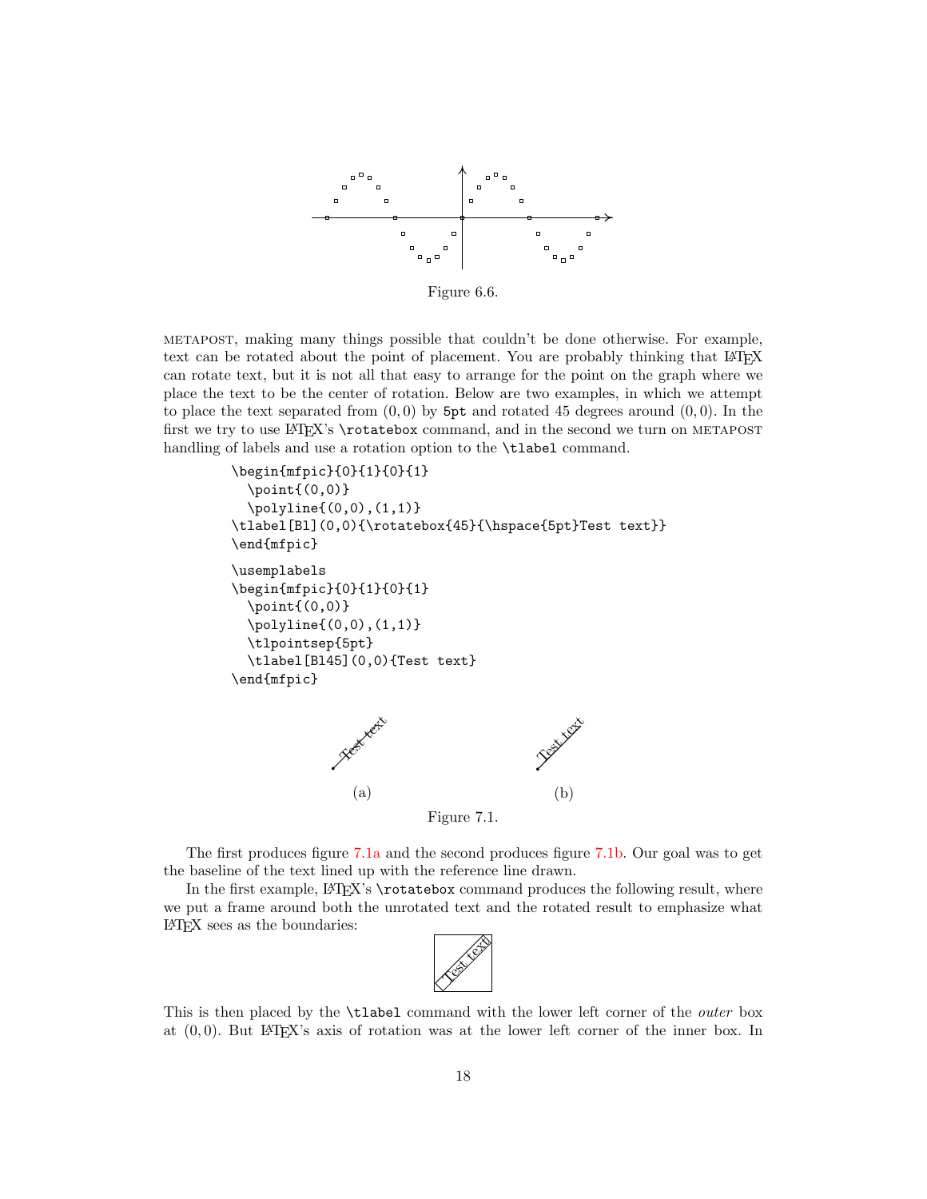Figure 6.6.

METAPOST, making many things possible that couldn't be done otherwise. For example, text can be rotated about the point of placement. You are probably thinking that LaTeX can rotate text, but it is not all that easy to arrange for the point on the graph where we place the text to be the center of rotation. Below are two examples, in which we attempt to place the text separated from $(0,0)$ by `5pt` and rotated 45 degrees around $(0,0)$. In the first we try to use LaTeX's `\rotatebox` command, and in the second we turn on METAPOST handling of labels and use a rotation option to the `\tlabel` command.

```
\begin{mfpic}{0}{1}{0}{1}
  \point{(0,0)}
  \polyline{(0,0),(1,1)}
\tlabel[Bl](0,0){\rotatebox{45}{\hspace{5pt}Test text}}
\end{mfpic}
```

```
\usemplabels
\begin{mfpic}{0}{1}{0}{1}
  \point{(0,0)}
  \polyline{(0,0),(1,1)}
  \tlpointsep{5pt}
  \tlabel[Bl45](0,0){Test text}
\end{mfpic}
```

(a) (b)

Figure 7.1.

The first produces figure 7.1a and the second produces figure 7.1b. Our goal was to get the baseline of the text lined up with the reference line drawn.

In the first example, LaTeX's `\rotatebox` command produces the following result, where we put a frame around both the unrotated text and the rotated result to emphasize what LaTeX sees as the boundaries:

This is then placed by the `\tlabel` command with the lower left corner of the *outer* box at $(0,0)$. But LaTeX's axis of rotation was at the lower left corner of the inner box. In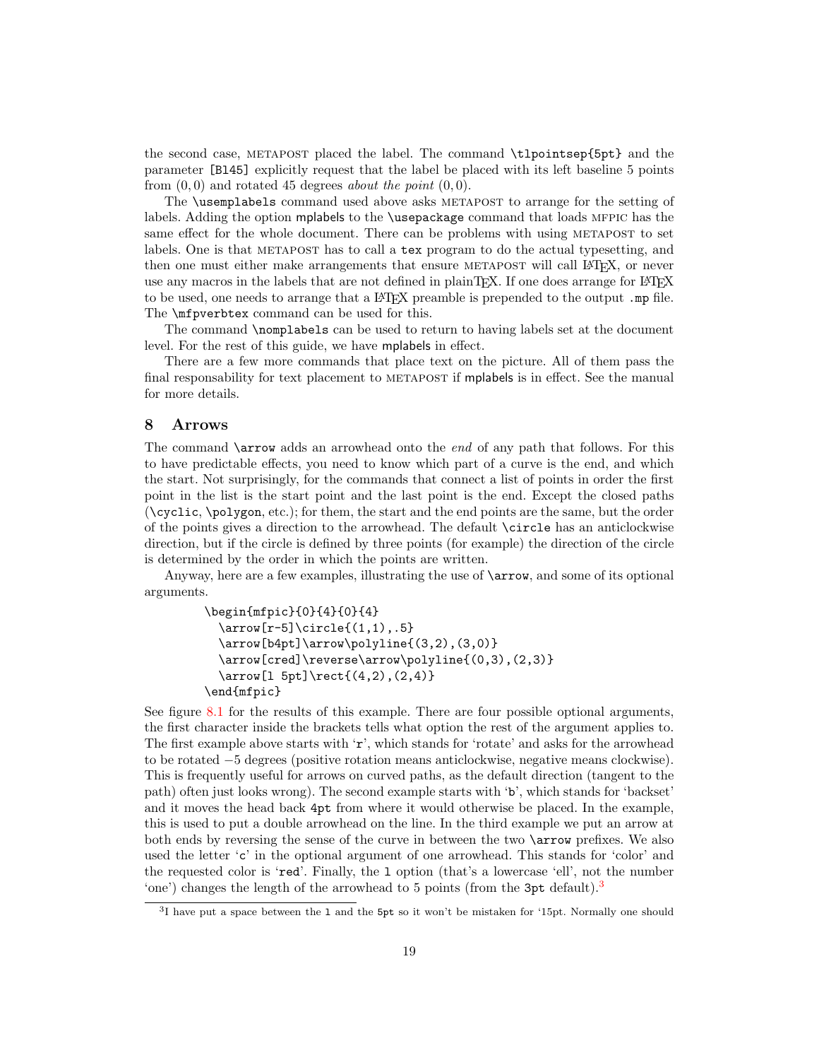the second case, METAPOST placed the label. The command `\tlpointsep{5pt}` and the parameter `[Bl45]` explicitly request that the label be placed with its left baseline 5 points from $(0, 0)$ and rotated 45 degrees *about the point* $(0, 0)$.

The `\usemplabels` command used above asks METAPOST to arrange for the setting of labels. Adding the option mplabels to the `\usepackage` command that loads MFPIC has the same effect for the whole document. There can be problems with using METAPOST to set labels. One is that METAPOST has to call a `tex` program to do the actual typesetting, and then one must either make arrangements that ensure METAPOST will call LaTeX, or never use any macros in the labels that are not defined in plainTeX. If one does arrange for LaTeX to be used, one needs to arrange that a LaTeX preamble is prepended to the output `.mp` file. The `\mfpverbtex` command can be used for this.

The command `\nomplabels` can be used to return to having labels set at the document level. For the rest of this guide, we have mplabels in effect.

There are a few more commands that place text on the picture. All of them pass the final responsability for text placement to METAPOST if mplabels is in effect. See the manual for more details.

## 8 Arrows

The command `\arrow` adds an arrowhead onto the *end* of any path that follows. For this to have predictable effects, you need to know which part of a curve is the end, and which the start. Not surprisingly, for the commands that connect a list of points in order the first point in the list is the start point and the last point is the end. Except the closed paths (`\cyclic`, `\polygon`, etc.); for them, the start and the end points are the same, but the order of the points gives a direction to the arrowhead. The default `\circle` has an anticlockwise direction, but if the circle is defined by three points (for example) the direction of the circle is determined by the order in which the points are written.

Anyway, here are a few examples, illustrating the use of `\arrow`, and some of its optional arguments.

```
\begin{mfpic}{0}{4}{0}{4}
  \arrow[r-5]\circle{(1,1),.5}
  \arrow[b4pt]\arrow\polyline{(3,2),(3,0)}
  \arrow[cred]\reverse\arrow\polyline{(0,3),(2,3)}
  \arrow[l 5pt]\rect{(4,2),(2,4)}
\end{mfpic}
```

See figure 8.1 for the results of this example. There are four possible optional arguments, the first character inside the brackets tells what option the rest of the argument applies to. The first example above starts with '`r`', which stands for 'rotate' and asks for the arrowhead to be rotated $-5$ degrees (positive rotation means anticlockwise, negative means clockwise). This is frequently useful for arrows on curved paths, as the default direction (tangent to the path) often just looks wrong). The second example starts with '`b`', which stands for 'backset' and it moves the head back `4pt` from where it would otherwise be placed. In the example, this is used to put a double arrowhead on the line. In the third example we put an arrow at both ends by reversing the sense of the curve in between the two `\arrow` prefixes. We also used the letter '`c`' in the optional argument of one arrowhead. This stands for 'color' and the requested color is '`red`'. Finally, the `l` option (that's a lowercase 'ell', not the number 'one') changes the length of the arrowhead to 5 points (from the `3pt` default).[3]

[3] I have put a space between the `l` and the `5pt` so it won't be mistaken for '15pt. Normally one should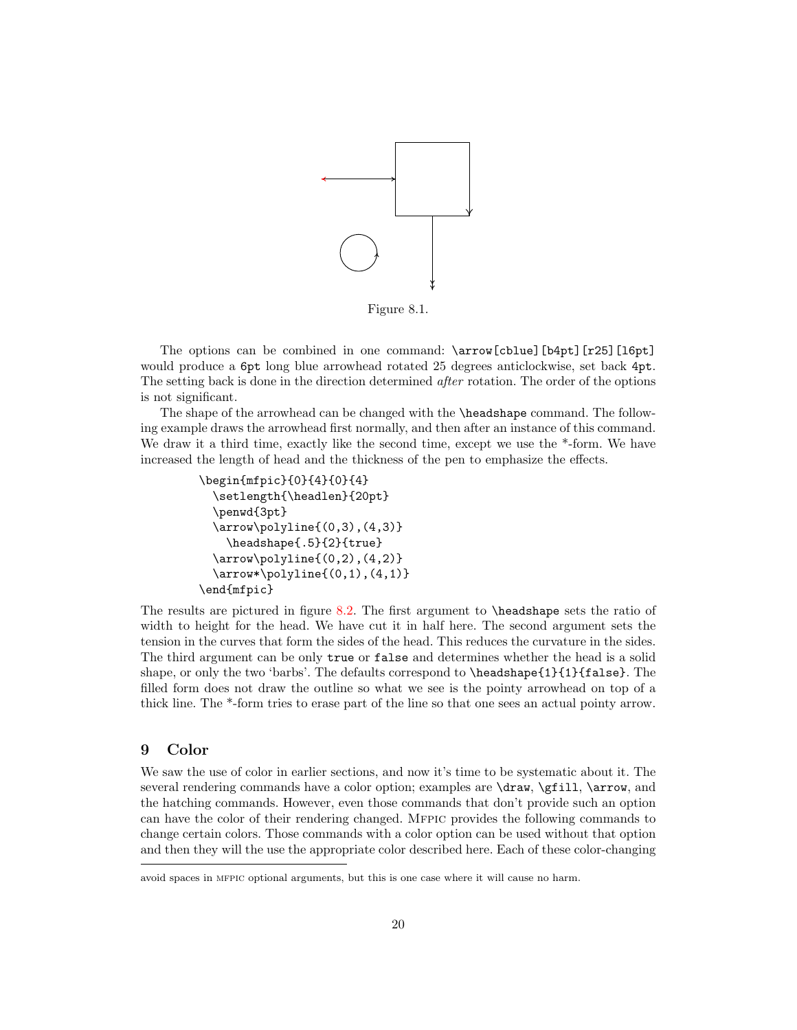Figure 8.1.

The options can be combined in one command: `\arrow[cblue][b4pt][r25][l6pt]` would produce a `6pt` long blue arrowhead rotated 25 degrees anticlockwise, set back `4pt`. The setting back is done in the direction determined *after* rotation. The order of the options is not significant.

The shape of the arrowhead can be changed with the `\headshape` command. The following example draws the arrowhead first normally, and then after an instance of this command. We draw it a third time, exactly like the second time, except we use the *-form. We have increased the length of head and the thickness of the pen to emphasize the effects.

```
\begin{mfpic}{0}{4}{0}{4}
  \setlength{\headlen}{20pt}
  \penwd{3pt}
  \arrow\polyline{(0,3),(4,3)}
    \headshape{.5}{2}{true}
  \arrow\polyline{(0,2),(4,2)}
  \arrow*\polyline{(0,1),(4,1)}
\end{mfpic}
```

The results are pictured in figure 8.2. The first argument to `\headshape` sets the ratio of width to height for the head. We have cut it in half here. The second argument sets the tension in the curves that form the sides of the head. This reduces the curvature in the sides. The third argument can be only `true` or `false` and determines whether the head is a solid shape, or only the two 'barbs'. The defaults correspond to `\headshape{1}{1}{false}`. The filled form does not draw the outline so what we see is the pointy arrowhead on top of a thick line. The *-form tries to erase part of the line so that one sees an actual pointy arrow.

## 9 Color

We saw the use of color in earlier sections, and now it's time to be systematic about it. The several rendering commands have a color option; examples are `\draw`, `\gfill`, `\arrow`, and the hatching commands. However, even those commands that don't provide such an option can have the color of their rendering changed. Mfpic provides the following commands to change certain colors. Those commands with a color option can be used without that option and then they will the use the appropriate color described here. Each of these color-changing

avoid spaces in mfpic optional arguments, but this is one case where it will cause no harm.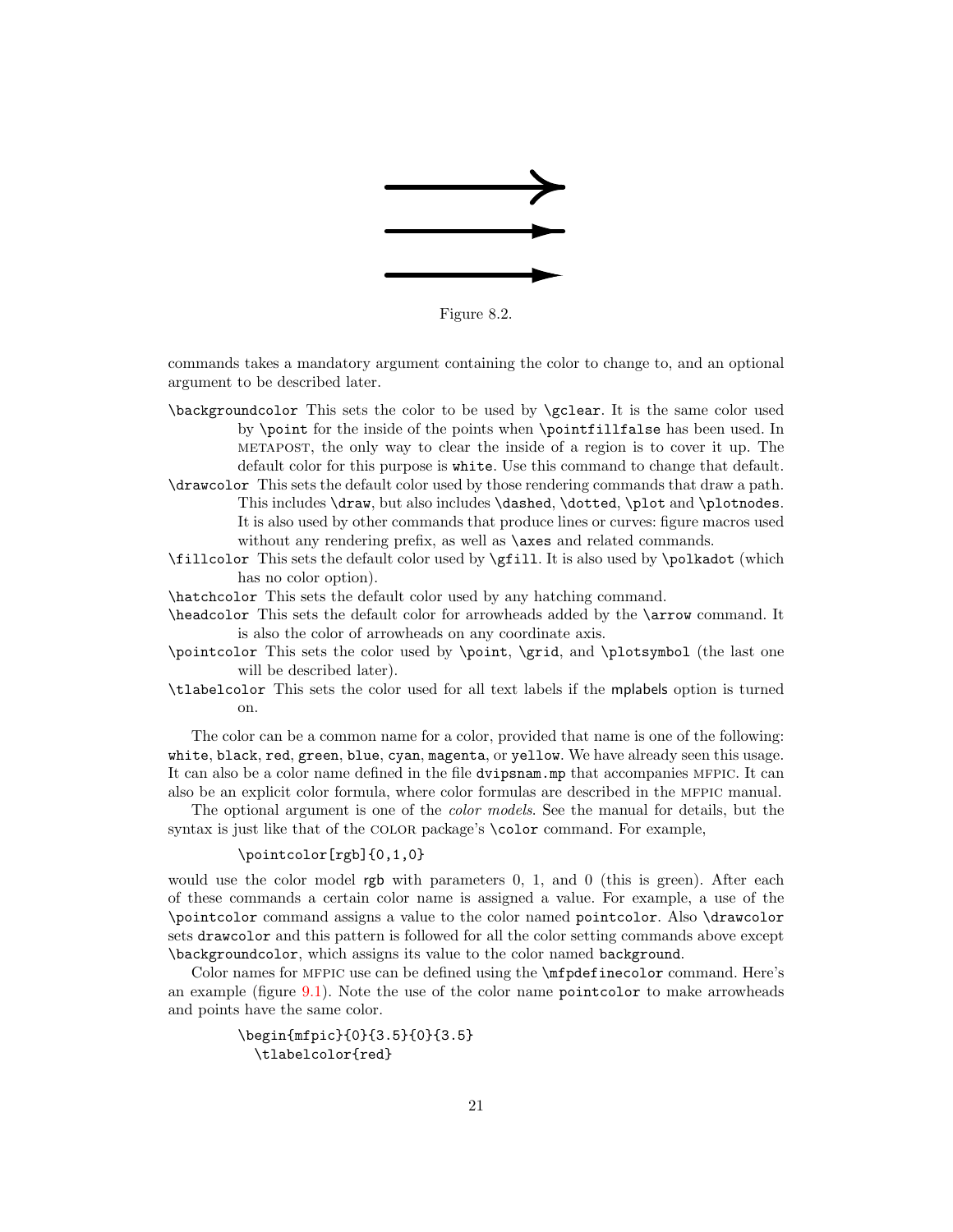Figure 8.2.

commands takes a mandatory argument containing the color to change to, and an optional argument to be described later.

`\backgroundcolor` This sets the color to be used by `\gclear`. It is the same color used by `\point` for the inside of the points when `\pointfillfalse` has been used. In METAPOST, the only way to clear the inside of a region is to cover it up. The default color for this purpose is `white`. Use this command to change that default.

`\drawcolor` This sets the default color used by those rendering commands that draw a path. This includes `\draw`, but also includes `\dashed`, `\dotted`, `\plot` and `\plotnodes`. It is also used by other commands that produce lines or curves: figure macros used without any rendering prefix, as well as `\axes` and related commands.

`\fillcolor` This sets the default color used by `\gfill`. It is also used by `\polkadot` (which has no color option).

`\hatchcolor` This sets the default color used by any hatching command.

`\headcolor` This sets the default color for arrowheads added by the `\arrow` command. It is also the color of arrowheads on any coordinate axis.

`\pointcolor` This sets the color used by `\point`, `\grid`, and `\plotsymbol` (the last one will be described later).

`\tlabelcolor` This sets the color used for all text labels if the mplabels option is turned on.

The color can be a common name for a color, provided that name is one of the following: `white`, `black`, `red`, `green`, `blue`, `cyan`, `magenta`, or `yellow`. We have already seen this usage. It can also be a color name defined in the file `dvipsnam.mp` that accompanies MFPIC. It can also be an explicit color formula, where color formulas are described in the MFPIC manual.

The optional argument is one of the *color models*. See the manual for details, but the syntax is just like that of the COLOR package's `\color` command. For example,

```
\pointcolor[rgb]{0,1,0}
```

would use the color model `rgb` with parameters 0, 1, and 0 (this is green). After each of these commands a certain color name is assigned a value. For example, a use of the `\pointcolor` command assigns a value to the color named `pointcolor`. Also `\drawcolor` sets `drawcolor` and this pattern is followed for all the color setting commands above except `\backgroundcolor`, which assigns its value to the color named `background`.

Color names for MFPIC use can be defined using the `\mfpdefinecolor` command. Here's an example (figure 9.1). Note the use of the color name `pointcolor` to make arrowheads and points have the same color.

```
\begin{mfpic}{0}{3.5}{0}{3.5}
  \tlabelcolor{red}
```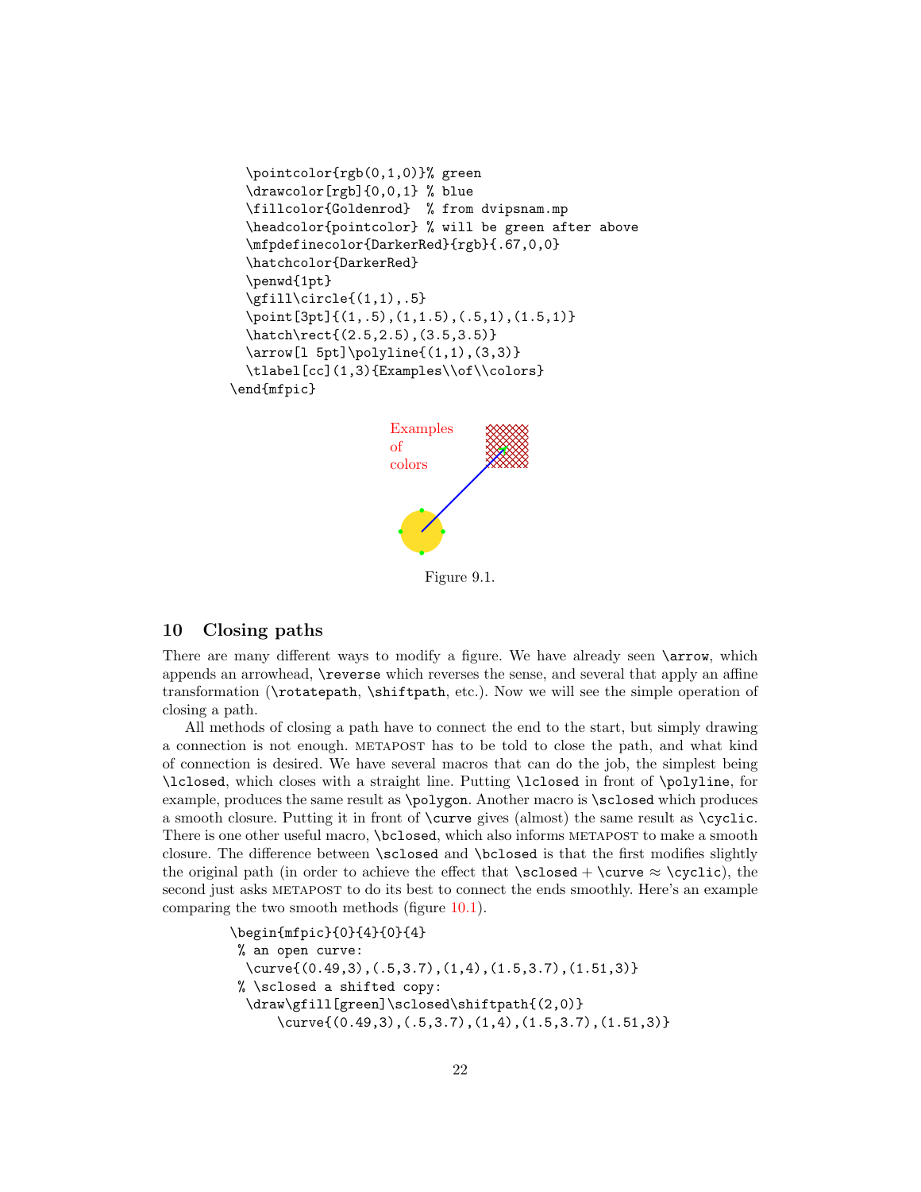```
  \pointcolor{rgb(0,1,0)}% green
  \drawcolor[rgb]{0,0,1} % blue
  \fillcolor{Goldenrod}  % from dvipsnam.mp
  \headcolor{pointcolor} % will be green after above
  \mfpdefinecolor{DarkerRed}{rgb}{.67,0,0}
  \hatchcolor{DarkerRed}
  \penwd{1pt}
  \gfill\circle{(1,1),.5}
  \point[3pt]{(1,.5),(1,1.5),(.5,1),(1.5,1)}
  \hatch\rect{(2.5,2.5),(3.5,3.5)}
  \arrow[l 5pt]\polyline{(1,1),(3,3)}
  \tlabel[cc](1,3){Examples\\of\\colors}
\end{mfpic}
```

Figure 9.1.

## 10 Closing paths

There are many different ways to modify a figure. We have already seen `\arrow`, which appends an arrowhead, `\reverse` which reverses the sense, and several that apply an affine transformation (`\rotatepath`, `\shiftpath`, etc.). Now we will see the simple operation of closing a path.

All methods of closing a path have to connect the end to the start, but simply drawing a connection is not enough. METAPOST has to be told to close the path, and what kind of connection is desired. We have several macros that can do the job, the simplest being `\lclosed`, which closes with a straight line. Putting `\lclosed` in front of `\polyline`, for example, produces the same result as `\polygon`. Another macro is `\sclosed` which produces a smooth closure. Putting it in front of `\curve` gives (almost) the same result as `\cyclic`. There is one other useful macro, `\bclosed`, which also informs METAPOST to make a smooth closure. The difference between `\sclosed` and `\bclosed` is that the first modifies slightly the original path (in order to achieve the effect that `\sclosed` + `\curve` ≈ `\cyclic`), the second just asks METAPOST to do its best to connect the ends smoothly. Here's an example comparing the two smooth methods (figure 10.1).

```
\begin{mfpic}{0}{4}{0}{4}
 % an open curve:
  \curve{(0.49,3),(.5,3.7),(1,4),(1.5,3.7),(1.51,3)}
 % \sclosed a shifted copy:
  \draw\gfill[green]\sclosed\shiftpath{(2,0)}
      \curve{(0.49,3),(.5,3.7),(1,4),(1.5,3.7),(1.51,3)}
```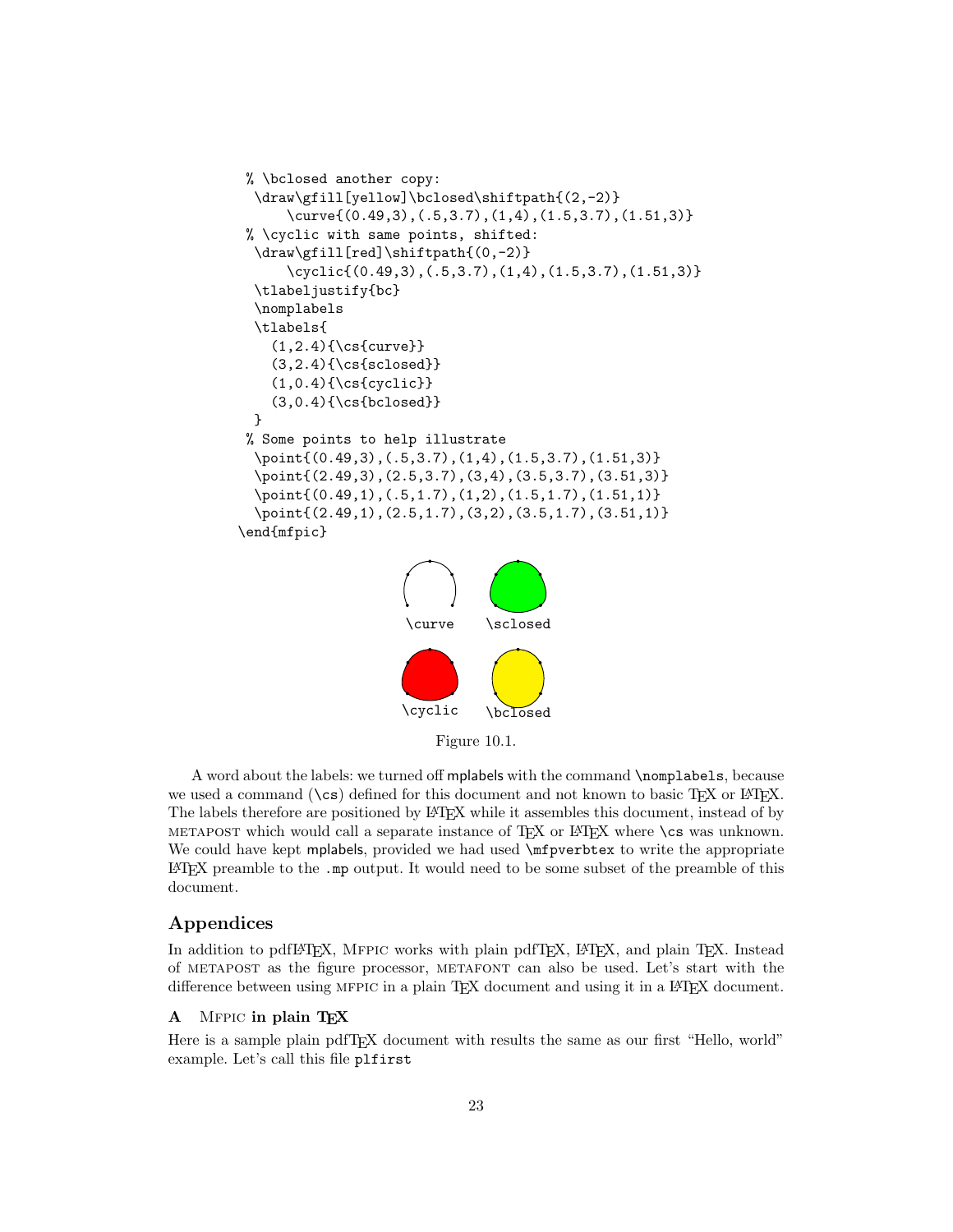```
 % \bclosed another copy:
  \draw\gfill[yellow]\bclosed\shiftpath{(2,-2)}
      \curve{(0.49,3),(.5,3.7),(1,4),(1.5,3.7),(1.51,3)}
 % \cyclic with same points, shifted:
  \draw\gfill[red]\shiftpath{(0,-2)}
      \cyclic{(0.49,3),(.5,3.7),(1,4),(1.5,3.7),(1.51,3)}
  \tlabeljustify{bc}
  \nomplabels
  \tlabels{
    (1,2.4){\cs{curve}}
    (3,2.4){\cs{sclosed}}
    (1,0.4){\cs{cyclic}}
    (3,0.4){\cs{bclosed}}
  }
 % Some points to help illustrate
  \point{(0.49,3),(.5,3.7),(1,4),(1.5,3.7),(1.51,3)}
  \point{(2.49,3),(2.5,3.7),(3,4),(3.5,3.7),(3.51,3)}
  \point{(0.49,1),(.5,1.7),(1,2),(1.5,1.7),(1.51,1)}
  \point{(2.49,1),(2.5,1.7),(3,2),(3.5,1.7),(3.51,1)}
\end{mfpic}
```

\curve \sclosed

\cyclic \bclosed

Figure 10.1.

A word about the labels: we turned off mplabels with the command `\nomplabels`, because we used a command (`\cs`) defined for this document and not known to basic TEX or LATEX. The labels therefore are positioned by LATEX while it assembles this document, instead of by METAPOST which would call a separate instance of TEX or LATEX where `\cs` was unknown. We could have kept mplabels, provided we had used `\mfpverbtex` to write the appropriate LATEX preamble to the `.mp` output. It would need to be some subset of the preamble of this document.

## Appendices

In addition to pdfLATEX, MFPIC works with plain pdfTEX, LATEX, and plain TEX. Instead of METAPOST as the figure processor, METAFONT can also be used. Let's start with the difference between using MFPIC in a plain TEX document and using it in a LATEX document.

### A MFPIC in plain TEX

Here is a sample plain pdfTEX document with results the same as our first "Hello, world" example. Let's call this file `plfirst`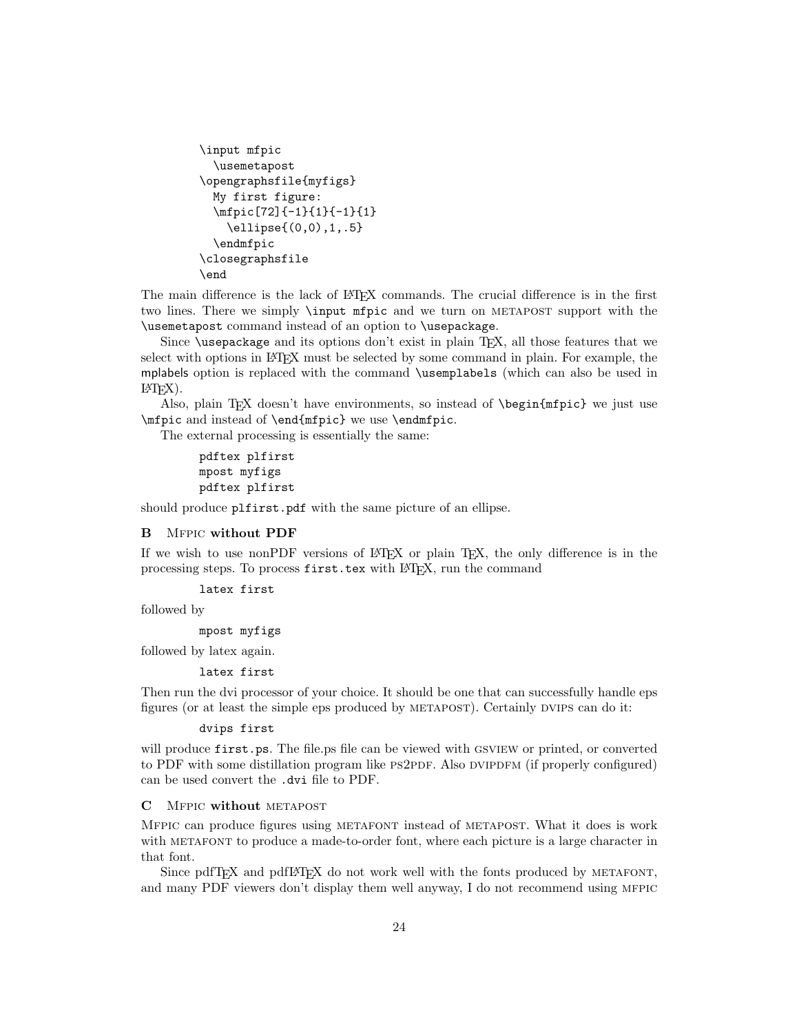```
\input mfpic
  \usemetapost
\opengraphsfile{myfigs}
  My first figure:
  \mfpic[72]{-1}{1}{-1}{1}
    \ellipse{(0,0),1,.5}
  \endmfpic
\closegraphsfile
\end
```

The main difference is the lack of LaTeX commands. The crucial difference is in the first two lines. There we simply `\input mfpic` and we turn on METAPOST support with the `\usemetapost` command instead of an option to `\usepackage`.

Since `\usepackage` and its options don't exist in plain TeX, all those features that we select with options in LaTeX must be selected by some command in plain. For example, the `mplabels` option is replaced with the command `\usemplabels` (which can also be used in LaTeX).

Also, plain TeX doesn't have environments, so instead of `\begin{mfpic}` we just use `\mfpic` and instead of `\end{mfpic}` we use `\endmfpic`.

The external processing is essentially the same:

```
pdftex plfirst
mpost myfigs
pdftex plfirst
```

should produce `plfirst.pdf` with the same picture of an ellipse.

## B MFPIC without PDF

If we wish to use nonPDF versions of LaTeX or plain TeX, the only difference is in the processing steps. To process `first.tex` with LaTeX, run the command

```
latex first
```

followed by

```
mpost myfigs
```

followed by latex again.

```
latex first
```

Then run the dvi processor of your choice. It should be one that can successfully handle eps figures (or at least the simple eps produced by METAPOST). Certainly DVIPS can do it:

```
dvips first
```

will produce `first.ps`. The file.ps file can be viewed with GSVIEW or printed, or converted to PDF with some distillation program like PS2PDF. Also DVIPDFM (if properly configured) can be used convert the `.dvi` file to PDF.

## C MFPIC without METAPOST

MFPIC can produce figures using METAFONT instead of METAPOST. What it does is work with METAFONT to produce a made-to-order font, where each picture is a large character in that font.

Since pdfTeX and pdfLaTeX do not work well with the fonts produced by METAFONT, and many PDF viewers don't display them well anyway, I do not recommend using MFPIC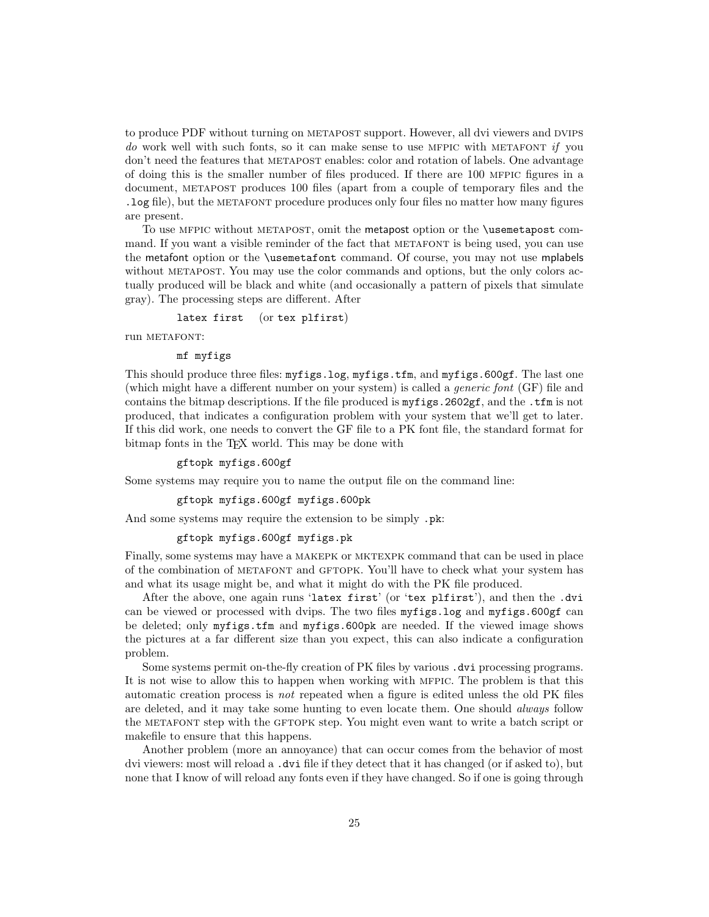to produce PDF without turning on METAPOST support. However, all dvi viewers and DVIPS *do* work well with such fonts, so it can make sense to use MFPIC with METAFONT *if* you don't need the features that METAPOST enables: color and rotation of labels. One advantage of doing this is the smaller number of files produced. If there are 100 MFPIC figures in a document, METAPOST produces 100 files (apart from a couple of temporary files and the `.log` file), but the METAFONT procedure produces only four files no matter how many figures are present.

To use MFPIC without METAPOST, omit the metapost option or the `\usemetapost` command. If you want a visible reminder of the fact that METAFONT is being used, you can use the metafont option or the `\usemetafont` command. Of course, you may not use mplabels without METAPOST. You may use the color commands and options, but the only colors actually produced will be black and white (and occasionally a pattern of pixels that simulate gray). The processing steps are different. After

```
latex first   (or tex plfirst)
```

run METAFONT:

```
mf myfigs
```

This should produce three files: `myfigs.log`, `myfigs.tfm`, and `myfigs.600gf`. The last one (which might have a different number on your system) is called a *generic font* (GF) file and contains the bitmap descriptions. If the file produced is `myfigs.2602gf`, and the `.tfm` is not produced, that indicates a configuration problem with your system that we'll get to later. If this did work, one needs to convert the GF file to a PK font file, the standard format for bitmap fonts in the TEX world. This may be done with

```
gftopk myfigs.600gf
```

Some systems may require you to name the output file on the command line:

```
gftopk myfigs.600gf myfigs.600pk
```

And some systems may require the extension to be simply `.pk`:

```
gftopk myfigs.600gf myfigs.pk
```

Finally, some systems may have a MAKEPK or MKTEXPK command that can be used in place of the combination of METAFONT and GFTOPK. You'll have to check what your system has and what its usage might be, and what it might do with the PK file produced.

After the above, one again runs '`latex first`' (or '`tex plfirst`'), and then the `.dvi` can be viewed or processed with dvips. The two files `myfigs.log` and `myfigs.600gf` can be deleted; only `myfigs.tfm` and `myfigs.600pk` are needed. If the viewed image shows the pictures at a far different size than you expect, this can also indicate a configuration problem.

Some systems permit on-the-fly creation of PK files by various `.dvi` processing programs. It is not wise to allow this to happen when working with MFPIC. The problem is that this automatic creation process is *not* repeated when a figure is edited unless the old PK files are deleted, and it may take some hunting to even locate them. One should *always* follow the METAFONT step with the GFTOPK step. You might even want to write a batch script or makefile to ensure that this happens.

Another problem (more an annoyance) that can occur comes from the behavior of most dvi viewers: most will reload a `.dvi` file if they detect that it has changed (or if asked to), but none that I know of will reload any fonts even if they have changed. So if one is going through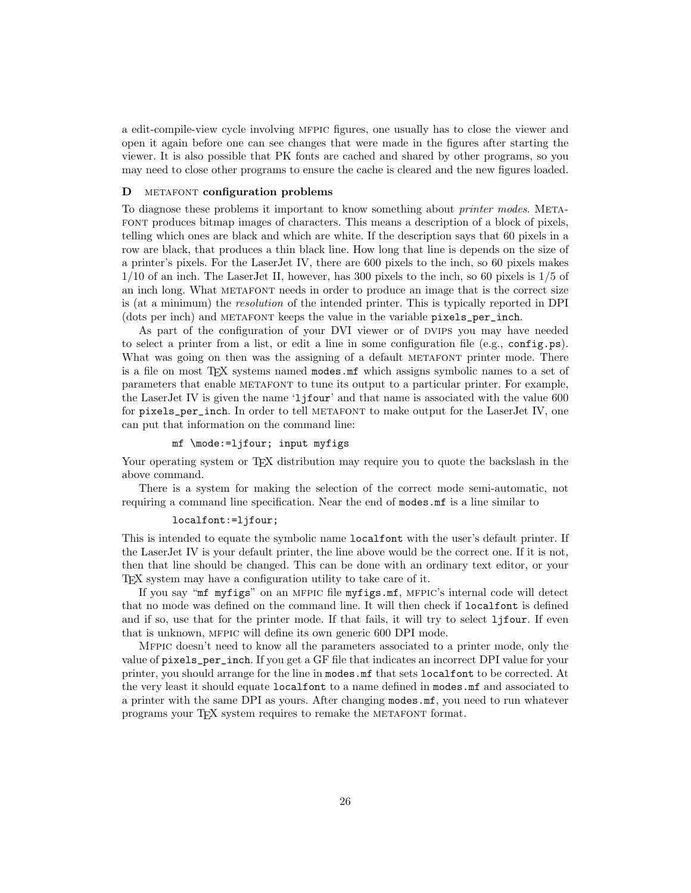a edit-compile-view cycle involving MFPIC figures, one usually has to close the viewer and open it again before one can see changes that were made in the figures after starting the viewer. It is also possible that PK fonts are cached and shared by other programs, so you may need to close other programs to ensure the cache is cleared and the new figures loaded.

## D METAFONT configuration problems

To diagnose these problems it important to know something about *printer modes*. METAFONT produces bitmap images of characters. This means a description of a block of pixels, telling which ones are black and which are white. If the description says that 60 pixels in a row are black, that produces a thin black line. How long that line is depends on the size of a printer's pixels. For the LaserJet IV, there are 600 pixels to the inch, so 60 pixels makes 1/10 of an inch. The LaserJet II, however, has 300 pixels to the inch, so 60 pixels is 1/5 of an inch long. What METAFONT needs in order to produce an image that is the correct size is (at a minimum) the *resolution* of the intended printer. This is typically reported in DPI (dots per inch) and METAFONT keeps the value in the variable `pixels_per_inch`.

As part of the configuration of your DVI viewer or of DVIPS you may have needed to select a printer from a list, or edit a line in some configuration file (e.g., `config.ps`). What was going on then was the assigning of a default METAFONT printer mode. There is a file on most TEX systems named `modes.mf` which assigns symbolic names to a set of parameters that enable METAFONT to tune its output to a particular printer. For example, the LaserJet IV is given the name '`ljfour`' and that name is associated with the value 600 for `pixels_per_inch`. In order to tell METAFONT to make output for the LaserJet IV, one can put that information on the command line:

```
mf \mode:=ljfour; input myfigs
```

Your operating system or TEX distribution may require you to quote the backslash in the above command.

There is a system for making the selection of the correct mode semi-automatic, not requiring a command line specification. Near the end of `modes.mf` is a line similar to

```
localfont:=ljfour;
```

This is intended to equate the symbolic name `localfont` with the user's default printer. If the LaserJet IV is your default printer, the line above would be the correct one. If it is not, then that line should be changed. This can be done with an ordinary text editor, or your TEX system may have a configuration utility to take care of it.

If you say "`mf myfigs`" on an MFPIC file `myfigs.mf`, MFPIC's internal code will detect that no mode was defined on the command line. It will then check if `localfont` is defined and if so, use that for the printer mode. If that fails, it will try to select `ljfour`. If even that is unknown, MFPIC will define its own generic 600 DPI mode.

MFPIC doesn't need to know all the parameters associated to a printer mode, only the value of `pixels_per_inch`. If you get a GF file that indicates an incorrect DPI value for your printer, you should arrange for the line in `modes.mf` that sets `localfont` to be corrected. At the very least it should equate `localfont` to a name defined in `modes.mf` and associated to a printer with the same DPI as yours. After changing `modes.mf`, you need to run whatever programs your TEX system requires to remake the METAFONT format.